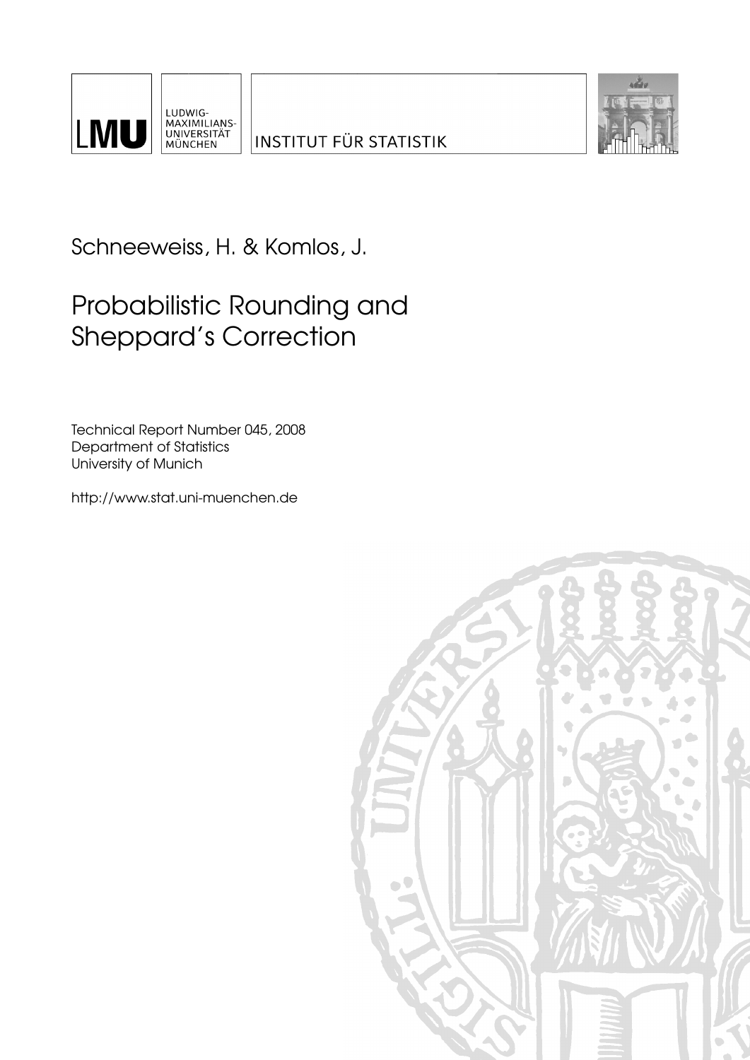LMU

LUDWIG-
MAXIMILIANS-
UNIVERSITÄT
MÜNCHEN

INSTITUT FÜR STATISTIK

Schneeweiss, H. & Komlos, J.

# Probabilistic Rounding and Sheppard's Correction

Technical Report Number 045, 2008
Department of Statistics
University of Munich

http://www.stat.uni-muenchen.de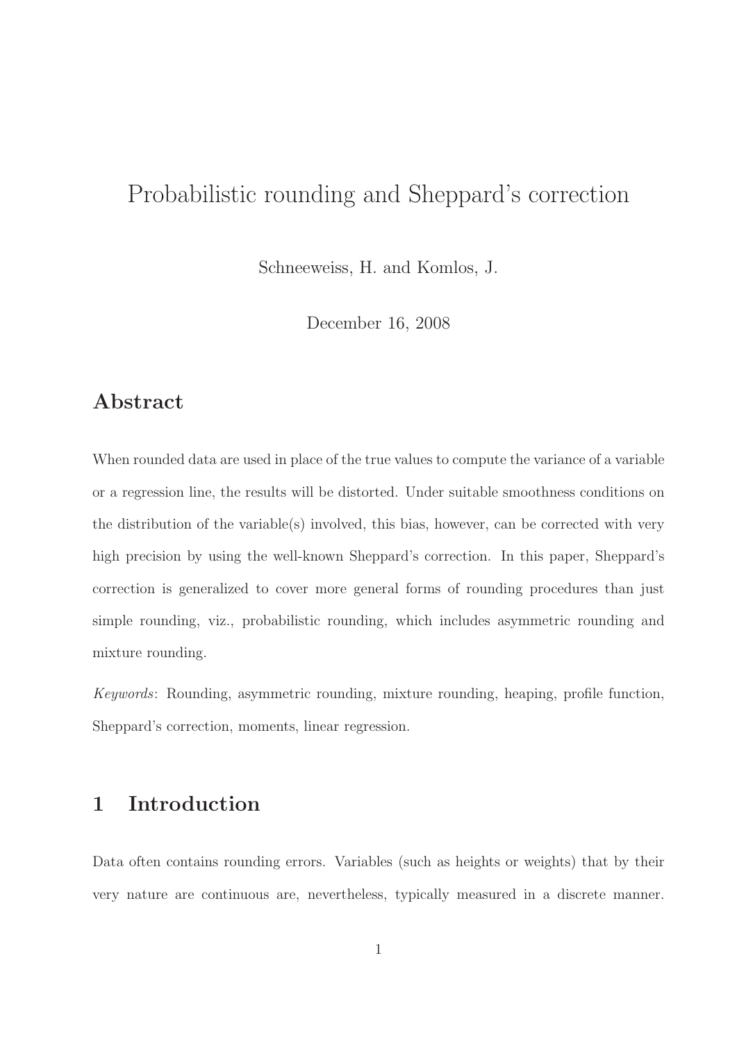# Probabilistic rounding and Sheppard's correction

Schneeweiss, H. and Komlos, J.

December 16, 2008

## Abstract

When rounded data are used in place of the true values to compute the variance of a variable or a regression line, the results will be distorted. Under suitable smoothness conditions on the distribution of the variable(s) involved, this bias, however, can be corrected with very high precision by using the well-known Sheppard's correction. In this paper, Sheppard's correction is generalized to cover more general forms of rounding procedures than just simple rounding, viz., probabilistic rounding, which includes asymmetric rounding and mixture rounding.

*Keywords*: Rounding, asymmetric rounding, mixture rounding, heaping, profile function, Sheppard's correction, moments, linear regression.

## 1 Introduction

Data often contains rounding errors. Variables (such as heights or weights) that by their very nature are continuous are, nevertheless, typically measured in a discrete manner.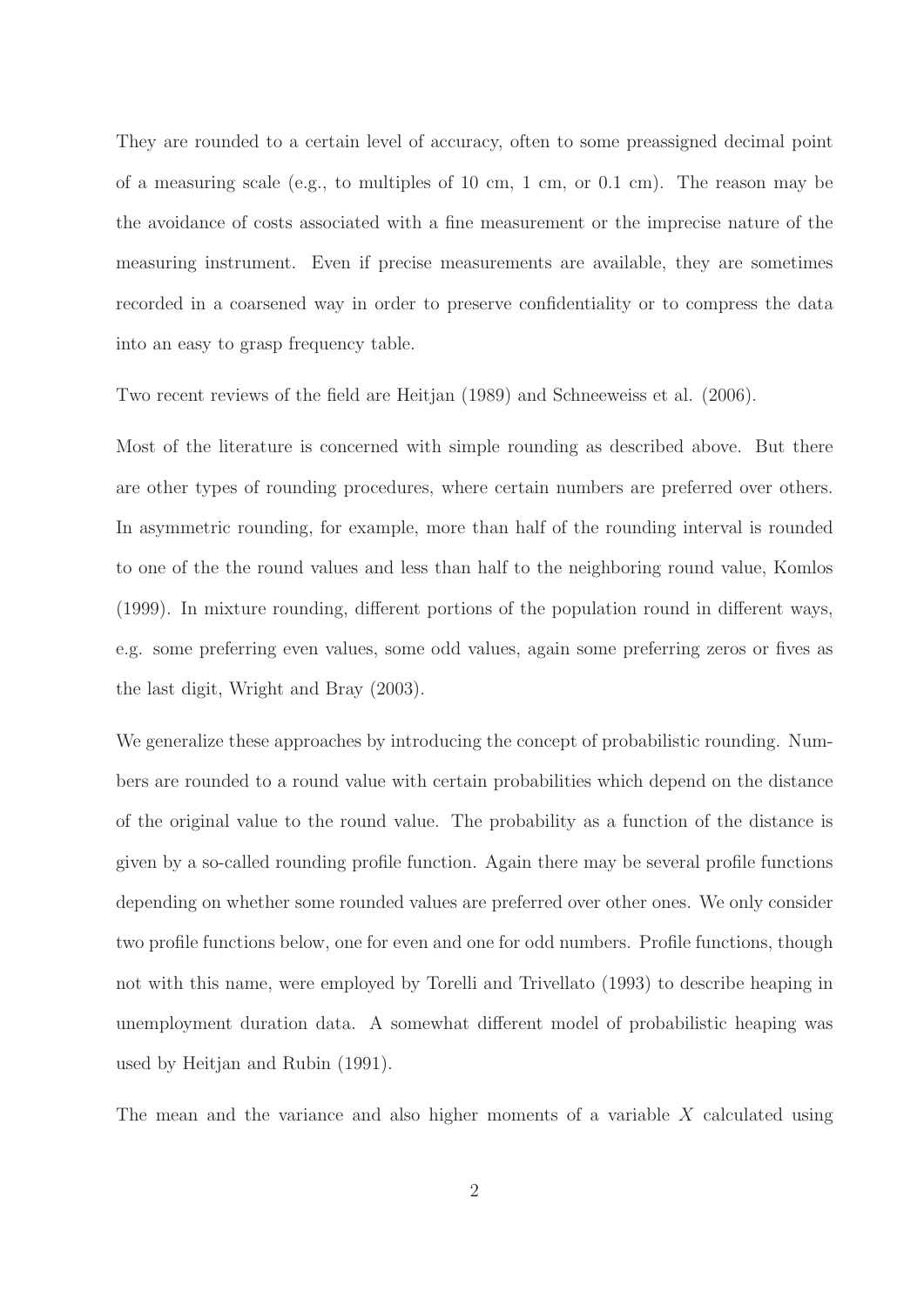They are rounded to a certain level of accuracy, often to some preassigned decimal point of a measuring scale (e.g., to multiples of 10 cm, 1 cm, or 0.1 cm). The reason may be the avoidance of costs associated with a fine measurement or the imprecise nature of the measuring instrument. Even if precise measurements are available, they are sometimes recorded in a coarsened way in order to preserve confidentiality or to compress the data into an easy to grasp frequency table.

Two recent reviews of the field are Heitjan (1989) and Schneeweiss et al. (2006).

Most of the literature is concerned with simple rounding as described above. But there are other types of rounding procedures, where certain numbers are preferred over others. In asymmetric rounding, for example, more than half of the rounding interval is rounded to one of the the round values and less than half to the neighboring round value, Komlos (1999). In mixture rounding, different portions of the population round in different ways, e.g. some preferring even values, some odd values, again some preferring zeros or fives as the last digit, Wright and Bray (2003).

We generalize these approaches by introducing the concept of probabilistic rounding. Numbers are rounded to a round value with certain probabilities which depend on the distance of the original value to the round value. The probability as a function of the distance is given by a so-called rounding profile function. Again there may be several profile functions depending on whether some rounded values are preferred over other ones. We only consider two profile functions below, one for even and one for odd numbers. Profile functions, though not with this name, were employed by Torelli and Trivellato (1993) to describe heaping in unemployment duration data. A somewhat different model of probabilistic heaping was used by Heitjan and Rubin (1991).

The mean and the variance and also higher moments of a variable $X$ calculated using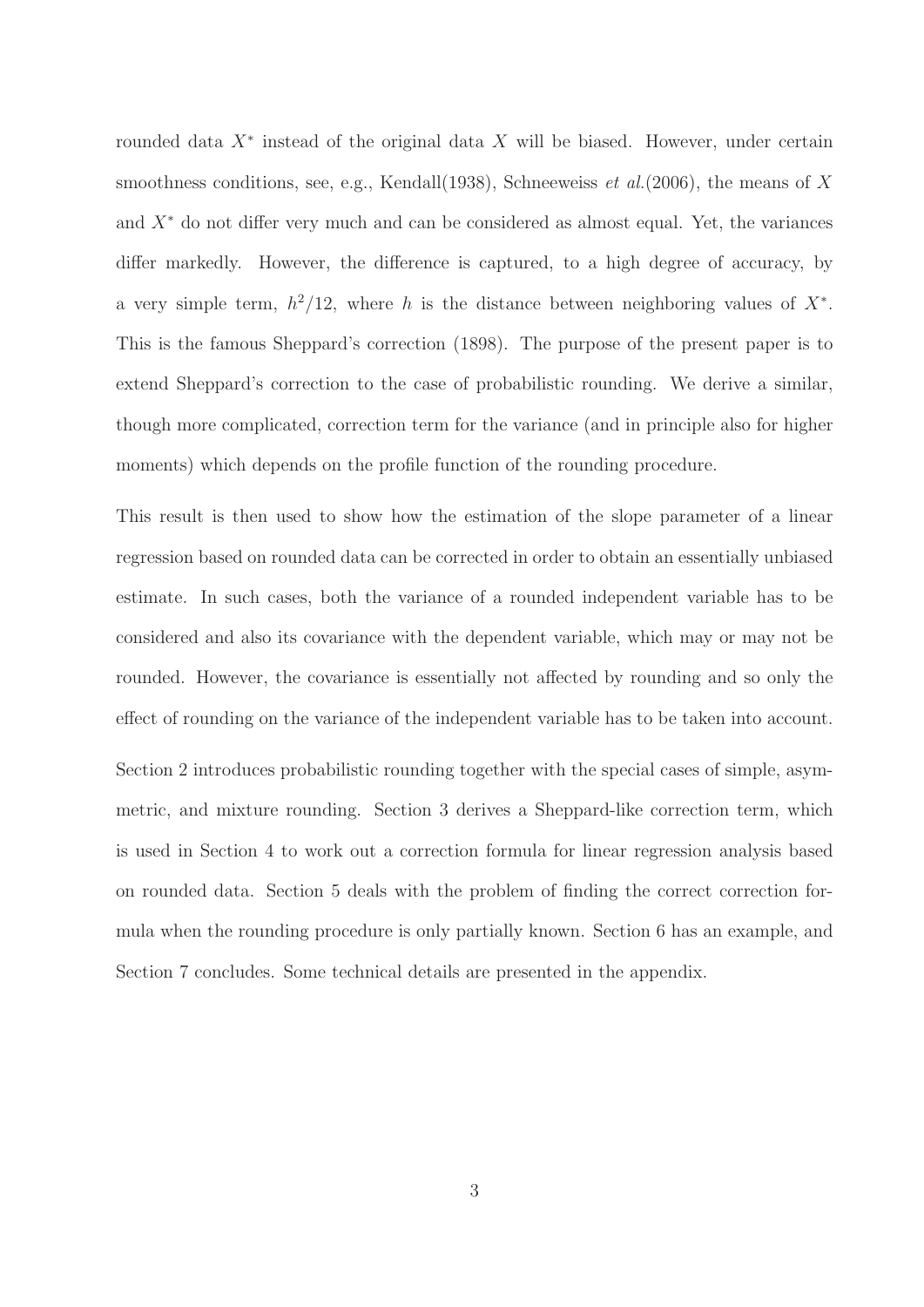rounded data $X^*$ instead of the original data $X$ will be biased. However, under certain smoothness conditions, see, e.g., Kendall(1938), Schneeweiss *et al.*(2006), the means of $X$ and $X^*$ do not differ very much and can be considered as almost equal. Yet, the variances differ markedly. However, the difference is captured, to a high degree of accuracy, by a very simple term, $h^2/12$, where $h$ is the distance between neighboring values of $X^*$. This is the famous Sheppard's correction (1898). The purpose of the present paper is to extend Sheppard's correction to the case of probabilistic rounding. We derive a similar, though more complicated, correction term for the variance (and in principle also for higher moments) which depends on the profile function of the rounding procedure.

This result is then used to show how the estimation of the slope parameter of a linear regression based on rounded data can be corrected in order to obtain an essentially unbiased estimate. In such cases, both the variance of a rounded independent variable has to be considered and also its covariance with the dependent variable, which may or may not be rounded. However, the covariance is essentially not affected by rounding and so only the effect of rounding on the variance of the independent variable has to be taken into account.

Section 2 introduces probabilistic rounding together with the special cases of simple, asymmetric, and mixture rounding. Section 3 derives a Sheppard-like correction term, which is used in Section 4 to work out a correction formula for linear regression analysis based on rounded data. Section 5 deals with the problem of finding the correct correction formula when the rounding procedure is only partially known. Section 6 has an example, and Section 7 concludes. Some technical details are presented in the appendix.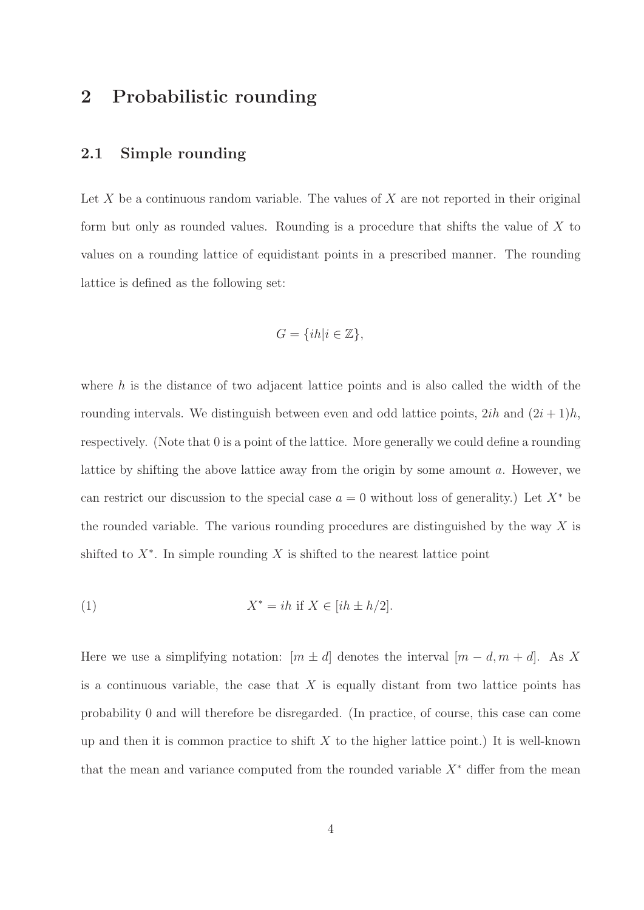# 2 Probabilistic rounding

## 2.1 Simple rounding

Let $X$ be a continuous random variable. The values of $X$ are not reported in their original form but only as rounded values. Rounding is a procedure that shifts the value of $X$ to values on a rounding lattice of equidistant points in a prescribed manner. The rounding lattice is defined as the following set:

$$G = \{ih | i \in \mathbb{Z}\},$$

where $h$ is the distance of two adjacent lattice points and is also called the width of the rounding intervals. We distinguish between even and odd lattice points, $2ih$ and $(2i+1)h$, respectively. (Note that 0 is a point of the lattice. More generally we could define a rounding lattice by shifting the above lattice away from the origin by some amount $a$. However, we can restrict our discussion to the special case $a = 0$ without loss of generality.) Let $X^*$ be the rounded variable. The various rounding procedures are distinguished by the way $X$ is shifted to $X^*$. In simple rounding $X$ is shifted to the nearest lattice point

$$X^* = ih \text{ if } X \in [ih \pm h/2]. \tag{1}$$

Here we use a simplifying notation: $[m \pm d]$ denotes the interval $[m - d, m + d]$. As $X$ is a continuous variable, the case that $X$ is equally distant from two lattice points has probability 0 and will therefore be disregarded. (In practice, of course, this case can come up and then it is common practice to shift $X$ to the higher lattice point.) It is well-known that the mean and variance computed from the rounded variable $X^*$ differ from the mean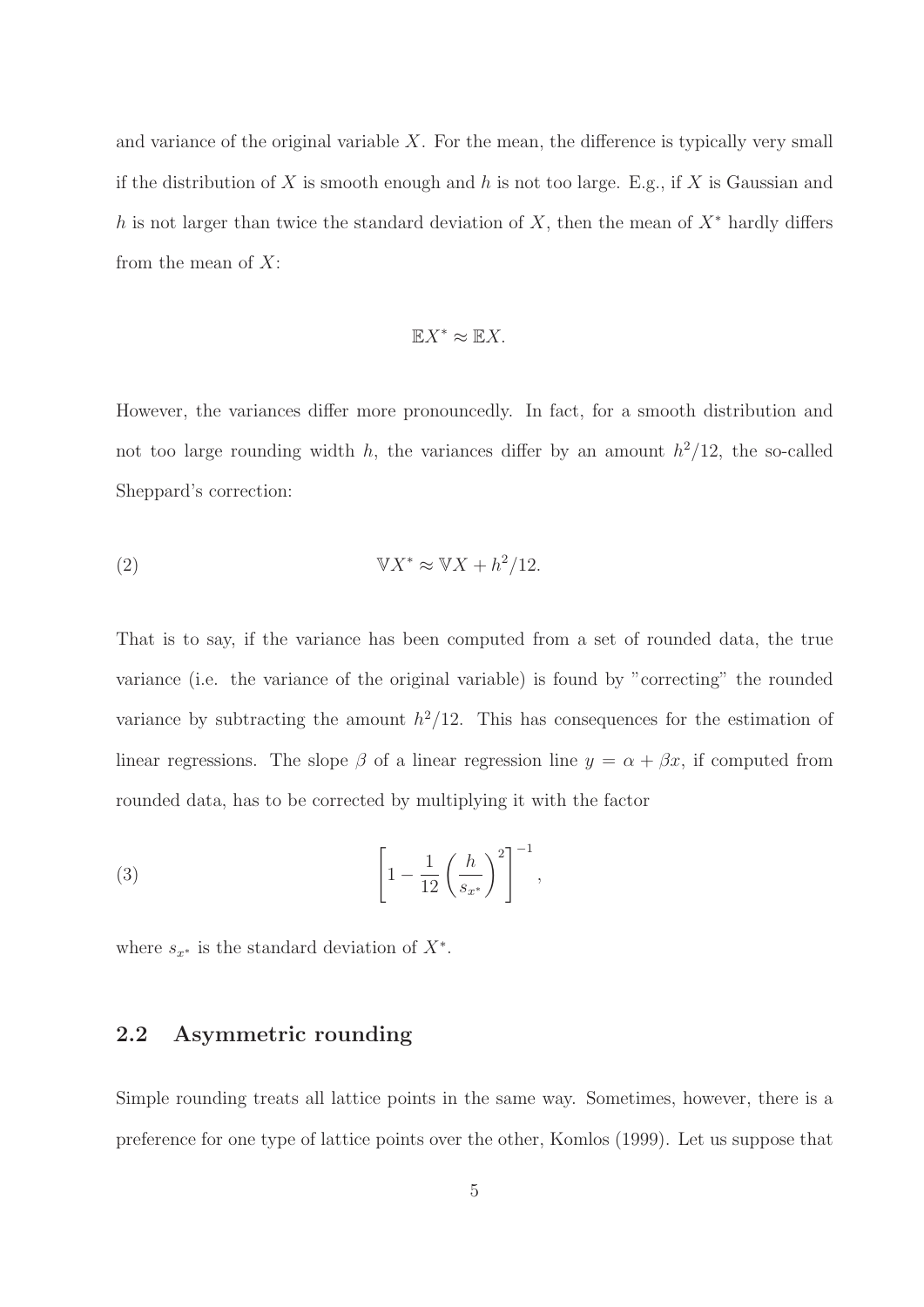and variance of the original variable $X$. For the mean, the difference is typically very small if the distribution of $X$ is smooth enough and $h$ is not too large. E.g., if $X$ is Gaussian and $h$ is not larger than twice the standard deviation of $X$, then the mean of $X^*$ hardly differs from the mean of $X$:

$$\mathbb{E}X^* \approx \mathbb{E}X.$$

However, the variances differ more pronouncedly. In fact, for a smooth distribution and not too large rounding width $h$, the variances differ by an amount $h^2/12$, the so-called Sheppard's correction:

$$\mathbb{V}X^* \approx \mathbb{V}X + h^2/12. \tag{2}$$

That is to say, if the variance has been computed from a set of rounded data, the true variance (i.e. the variance of the original variable) is found by "correcting" the rounded variance by subtracting the amount $h^2/12$. This has consequences for the estimation of linear regressions. The slope $\beta$ of a linear regression line $y = \alpha + \beta x$, if computed from rounded data, has to be corrected by multiplying it with the factor

$$\left[1 - \frac{1}{12}\left(\frac{h}{s_{x^*}}\right)^2\right]^{-1}, \tag{3}$$

where $s_{x^*}$ is the standard deviation of $X^*$.

## 2.2 Asymmetric rounding

Simple rounding treats all lattice points in the same way. Sometimes, however, there is a preference for one type of lattice points over the other, Komlos (1999). Let us suppose that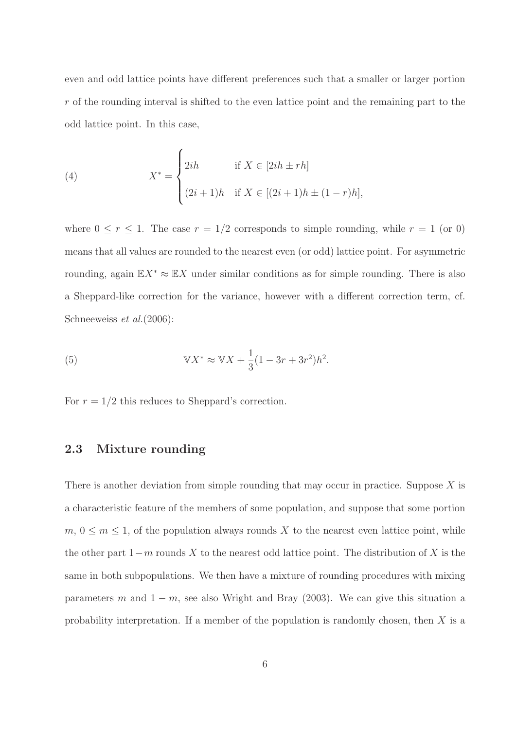even and odd lattice points have different preferences such that a smaller or larger portion $r$ of the rounding interval is shifted to the even lattice point and the remaining part to the odd lattice point. In this case,

$$X^* = \begin{cases} 2ih & \text{if } X \in [2ih \pm rh] \\ (2i+1)h & \text{if } X \in [(2i+1)h \pm (1-r)h], \end{cases} \tag{4}$$

where $0 \leq r \leq 1$. The case $r = 1/2$ corresponds to simple rounding, while $r = 1$ (or 0) means that all values are rounded to the nearest even (or odd) lattice point. For asymmetric rounding, again $\mathbb{E}X^* \approx \mathbb{E}X$ under similar conditions as for simple rounding. There is also a Sheppard-like correction for the variance, however with a different correction term, cf. Schneeweiss *et al.*(2006):

$$\mathbb{V}X^* \approx \mathbb{V}X + \frac{1}{3}(1 - 3r + 3r^2)h^2. \tag{5}$$

For $r = 1/2$ this reduces to Sheppard's correction.

### 2.3 Mixture rounding

There is another deviation from simple rounding that may occur in practice. Suppose $X$ is a characteristic feature of the members of some population, and suppose that some portion $m$, $0 \leq m \leq 1$, of the population always rounds $X$ to the nearest even lattice point, while the other part $1-m$ rounds $X$ to the nearest odd lattice point. The distribution of $X$ is the same in both subpopulations. We then have a mixture of rounding procedures with mixing parameters $m$ and $1 - m$, see also Wright and Bray (2003). We can give this situation a probability interpretation. If a member of the population is randomly chosen, then $X$ is a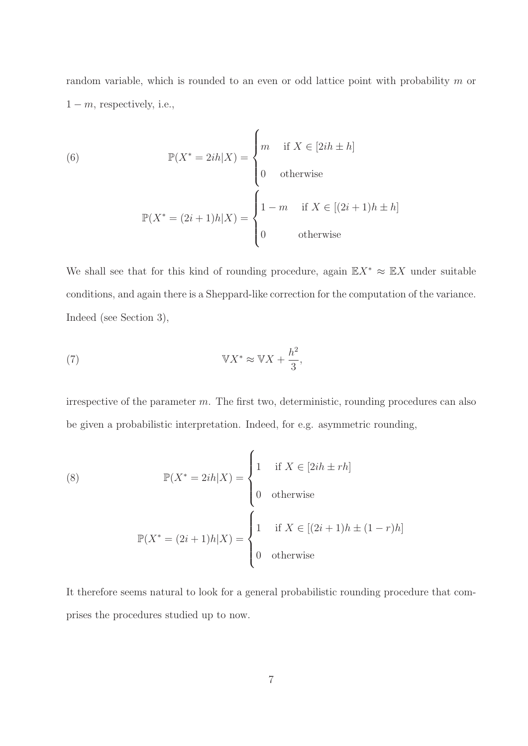random variable, which is rounded to an even or odd lattice point with probability $m$ or $1 - m$, respectively, i.e.,

$$
\mathbb{P}(X^* = 2ih|X) = \begin{cases} m & \text{if } X \in [2ih \pm h] \\ 0 & \text{otherwise} \end{cases} \tag{6}
$$

$$
\mathbb{P}(X^* = (2i+1)h|X) = \begin{cases} 1-m & \text{if } X \in [(2i+1)h \pm h] \\ 0 & \text{otherwise} \end{cases}
$$

We shall see that for this kind of rounding procedure, again $\mathbb{E}X^* \approx \mathbb{E}X$ under suitable conditions, and again there is a Sheppard-like correction for the computation of the variance. Indeed (see Section 3),

$$
\mathbb{V}X^* \approx \mathbb{V}X + \frac{h^2}{3}, \tag{7}
$$

irrespective of the parameter $m$. The first two, deterministic, rounding procedures can also be given a probabilistic interpretation. Indeed, for e.g. asymmetric rounding,

$$
\mathbb{P}(X^* = 2ih|X) = \begin{cases} 1 & \text{if } X \in [2ih \pm rh] \\ 0 & \text{otherwise} \end{cases} \tag{8}
$$

$$
\mathbb{P}(X^* = (2i+1)h|X) = \begin{cases} 1 & \text{if } X \in [(2i+1)h \pm (1-r)h] \\ 0 & \text{otherwise} \end{cases}
$$

It therefore seems natural to look for a general probabilistic rounding procedure that comprises the procedures studied up to now.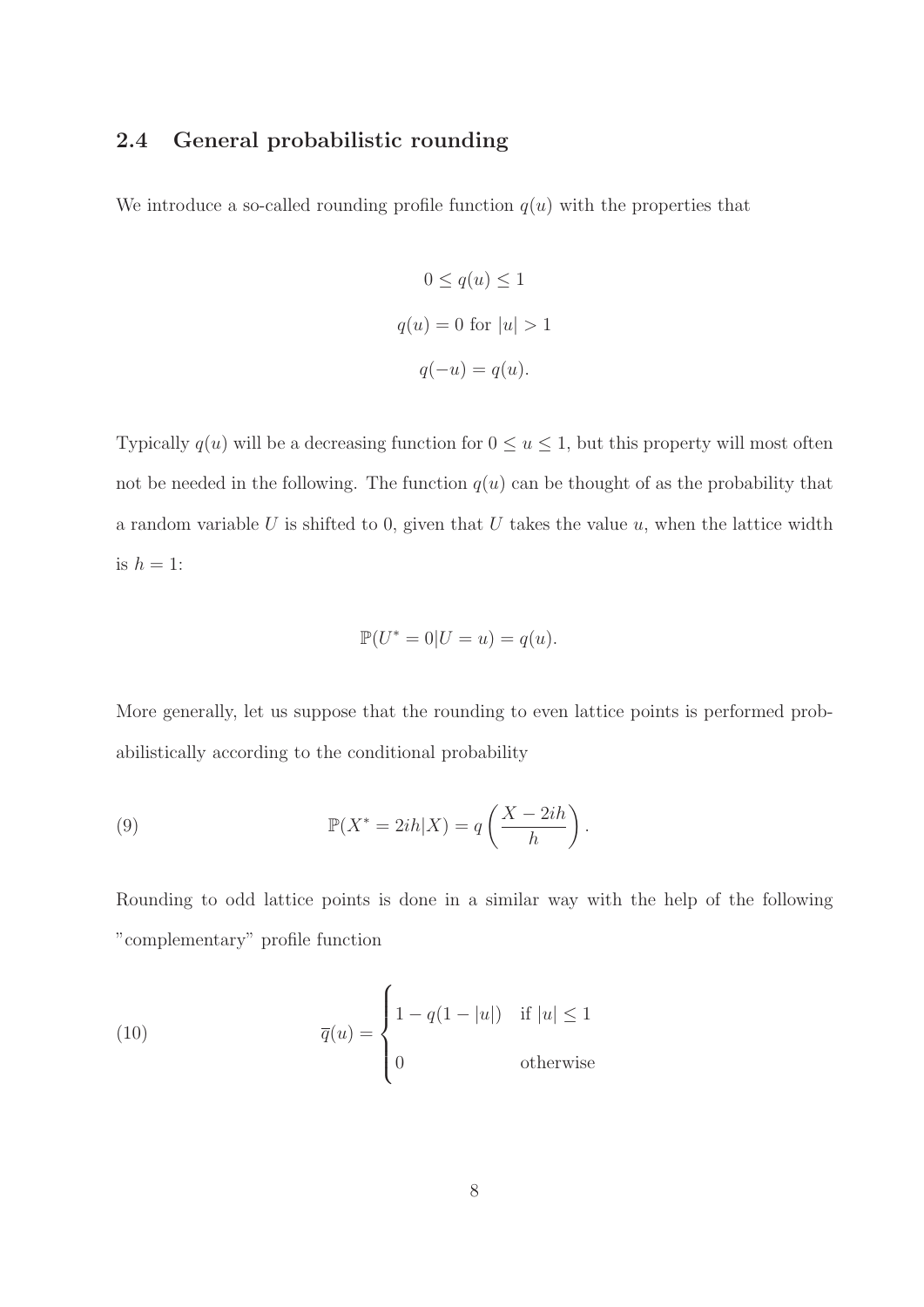## 2.4 General probabilistic rounding

We introduce a so-called rounding profile function $q(u)$ with the properties that

$$0 \leq q(u) \leq 1$$

$$q(u) = 0 \text{ for } |u| > 1$$

$$q(-u) = q(u).$$

Typically $q(u)$ will be a decreasing function for $0 \leq u \leq 1$, but this property will most often not be needed in the following. The function $q(u)$ can be thought of as the probability that a random variable $U$ is shifted to 0, given that $U$ takes the value $u$, when the lattice width is $h = 1$:

$$\mathbb{P}(U^* = 0 | U = u) = q(u).$$

More generally, let us suppose that the rounding to even lattice points is performed probabilistically according to the conditional probability

$$\mathbb{P}(X^* = 2ih | X) = q\left(\frac{X - 2ih}{h}\right). \tag{9}$$

Rounding to odd lattice points is done in a similar way with the help of the following "complementary" profile function

$$\overline{q}(u) = \begin{cases} 1 - q(1 - |u|) & \text{if } |u| \leq 1 \\ 0 & \text{otherwise} \end{cases} \tag{10}$$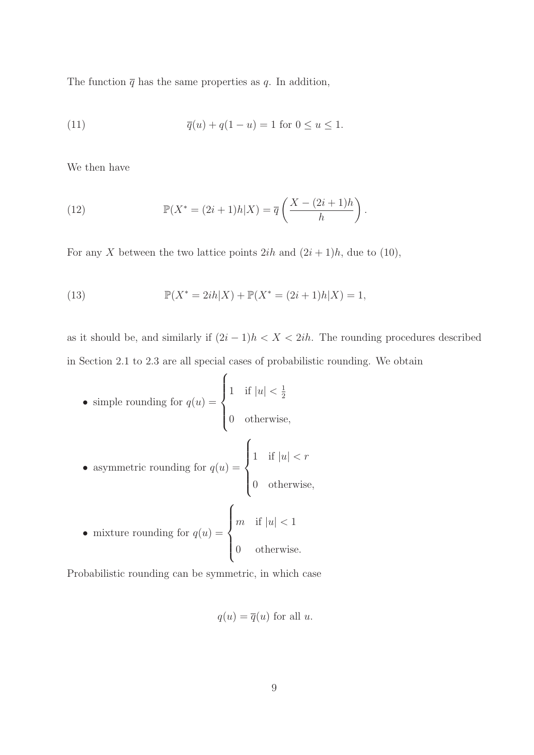The function $\overline{q}$ has the same properties as $q$. In addition,

$$\overline{q}(u) + q(1-u) = 1 \text{ for } 0 \leq u \leq 1. \tag{11}$$

We then have

$$\mathbb{P}(X^* = (2i+1)h|X) = \overline{q}\left(\frac{X - (2i+1)h}{h}\right). \tag{12}$$

For any $X$ between the two lattice points $2ih$ and $(2i+1)h$, due to (10),

$$\mathbb{P}(X^* = 2ih|X) + \mathbb{P}(X^* = (2i+1)h|X) = 1, \tag{13}$$

as it should be, and similarly if $(2i-1)h < X < 2ih$. The rounding procedures described in Section 2.1 to 2.3 are all special cases of probabilistic rounding. We obtain

- simple rounding for $q(u) = \begin{cases} 1 & \text{if } |u| < \frac{1}{2} \\ 0 & \text{otherwise,} \end{cases}$
- asymmetric rounding for $q(u) = \begin{cases} 1 & \text{if } |u| < r \\ 0 & \text{otherwise,} \end{cases}$
- mixture rounding for $q(u) = \begin{cases} m & \text{if } |u| < 1 \\ 0 & \text{otherwise.} \end{cases}$

Probabilistic rounding can be symmetric, in which case

$$q(u) = \overline{q}(u) \text{ for all } u.$$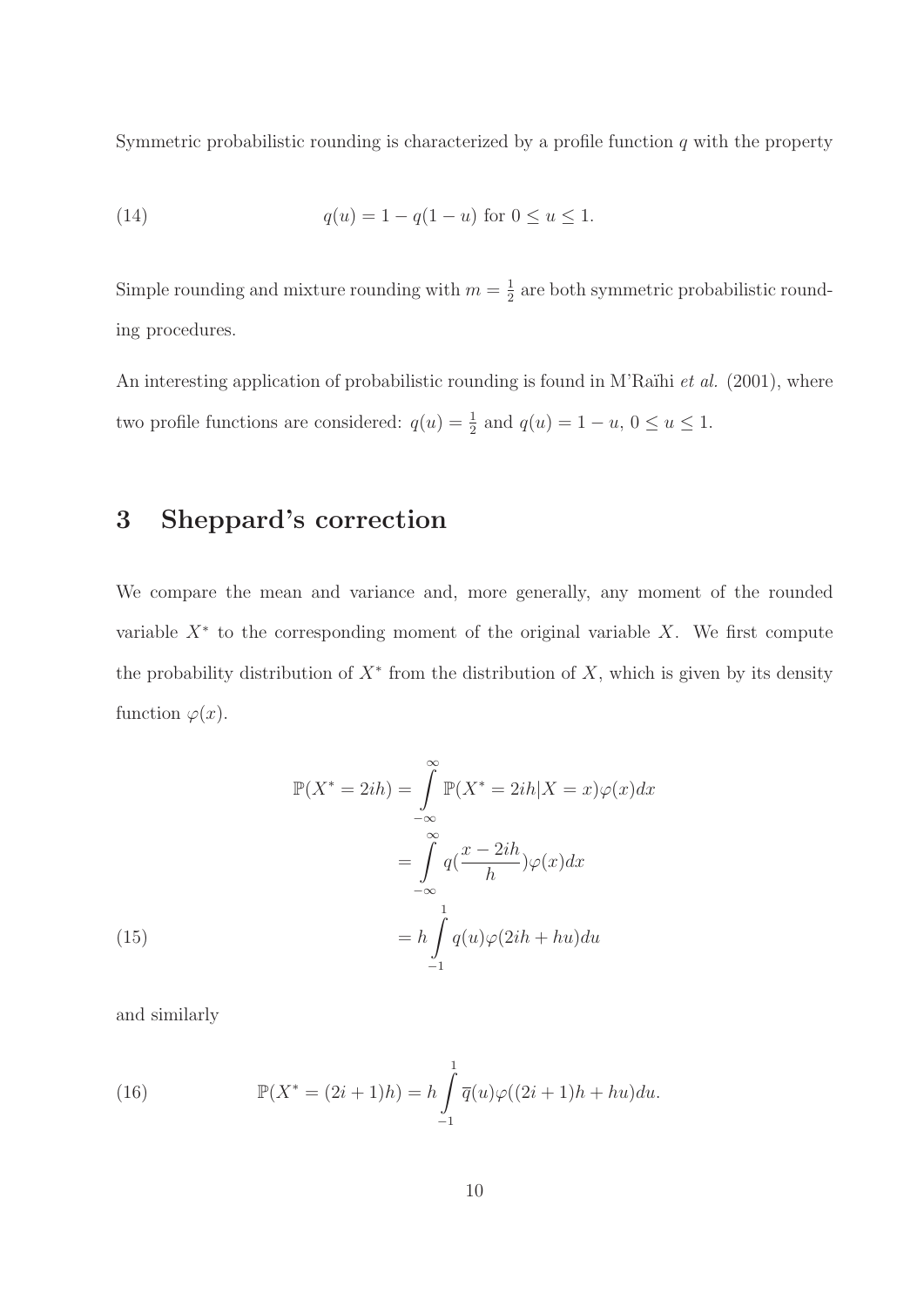Symmetric probabilistic rounding is characterized by a profile function $q$ with the property

$$q(u) = 1 - q(1-u) \text{ for } 0 \leq u \leq 1. \tag{14}$$

Simple rounding and mixture rounding with $m = \frac{1}{2}$ are both symmetric probabilistic rounding procedures.

An interesting application of probabilistic rounding is found in M'Raïhi *et al.* (2001), where two profile functions are considered: $q(u) = \frac{1}{2}$ and $q(u) = 1 - u$, $0 \leq u \leq 1$.

# 3 Sheppard's correction

We compare the mean and variance and, more generally, any moment of the rounded variable $X^*$ to the corresponding moment of the original variable $X$. We first compute the probability distribution of $X^*$ from the distribution of $X$, which is given by its density function $\varphi(x)$.

$$\begin{aligned}
\mathbb{P}(X^* = 2ih) &= \int_{-\infty}^{\infty} \mathbb{P}(X^* = 2ih | X = x)\varphi(x)dx \\
&= \int_{-\infty}^{\infty} q(\frac{x - 2ih}{h})\varphi(x)dx \\
&= h\int_{-1}^{1} q(u)\varphi(2ih + hu)du
\end{aligned} \tag{15}$$

and similarly

$$\mathbb{P}(X^* = (2i+1)h) = h\int_{-1}^{1} \overline{q}(u)\varphi((2i+1)h + hu)du. \tag{16}$$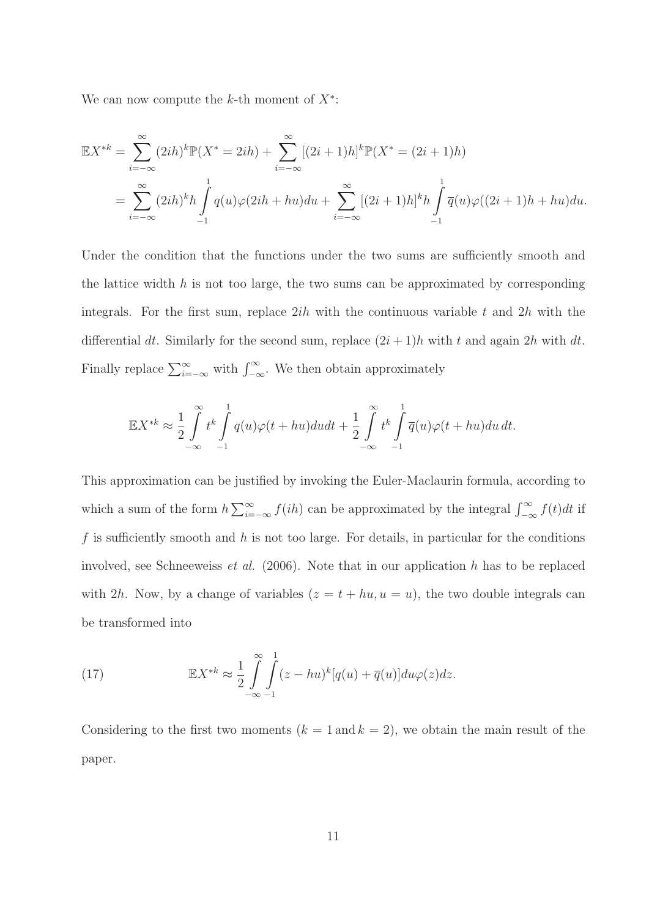We can now compute the $k$-th moment of $X^*$:

$$
\begin{aligned}
\mathbb{E}X^{*k} &= \sum_{i=-\infty}^{\infty} (2ih)^k \mathbb{P}(X^* = 2ih) + \sum_{i=-\infty}^{\infty} [(2i+1)h]^k \mathbb{P}(X^* = (2i+1)h) \\
&= \sum_{i=-\infty}^{\infty} (2ih)^k h \int_{-1}^{1} q(u)\varphi(2ih + hu)du + \sum_{i=-\infty}^{\infty} [(2i+1)h]^k h \int_{-1}^{1} \overline{q}(u)\varphi((2i+1)h + hu)du.
\end{aligned}
$$

Under the condition that the functions under the two sums are sufficiently smooth and the lattice width $h$ is not too large, the two sums can be approximated by corresponding integrals. For the first sum, replace $2ih$ with the continuous variable $t$ and $2h$ with the differential $dt$. Similarly for the second sum, replace $(2i+1)h$ with $t$ and again $2h$ with $dt$. Finally replace $\sum_{i=-\infty}^{\infty}$ with $\int_{-\infty}^{\infty}$. We then obtain approximately

$$
\mathbb{E}X^{*k} \approx \frac{1}{2} \int_{-\infty}^{\infty} t^k \int_{-1}^{1} q(u)\varphi(t + hu)du dt + \frac{1}{2} \int_{-\infty}^{\infty} t^k \int_{-1}^{1} \overline{q}(u)\varphi(t + hu)du\, dt.
$$

This approximation can be justified by invoking the Euler-Maclaurin formula, according to which a sum of the form $h\sum_{i=-\infty}^{\infty} f(ih)$ can be approximated by the integral $\int_{-\infty}^{\infty} f(t)dt$ if $f$ is sufficiently smooth and $h$ is not too large. For details, in particular for the conditions involved, see Schneeweiss *et al.* (2006). Note that in our application $h$ has to be replaced with $2h$. Now, by a change of variables $(z = t + hu, u = u)$, the two double integrals can be transformed into

$$
\mathbb{E}X^{*k} \approx \frac{1}{2} \int_{-\infty}^{\infty} \int_{-1}^{1} (z - hu)^k [q(u) + \overline{q}(u)] du \varphi(z) dz. \tag{17}
$$

Considering to the first two moments ($k = 1$ and $k = 2$), we obtain the main result of the paper.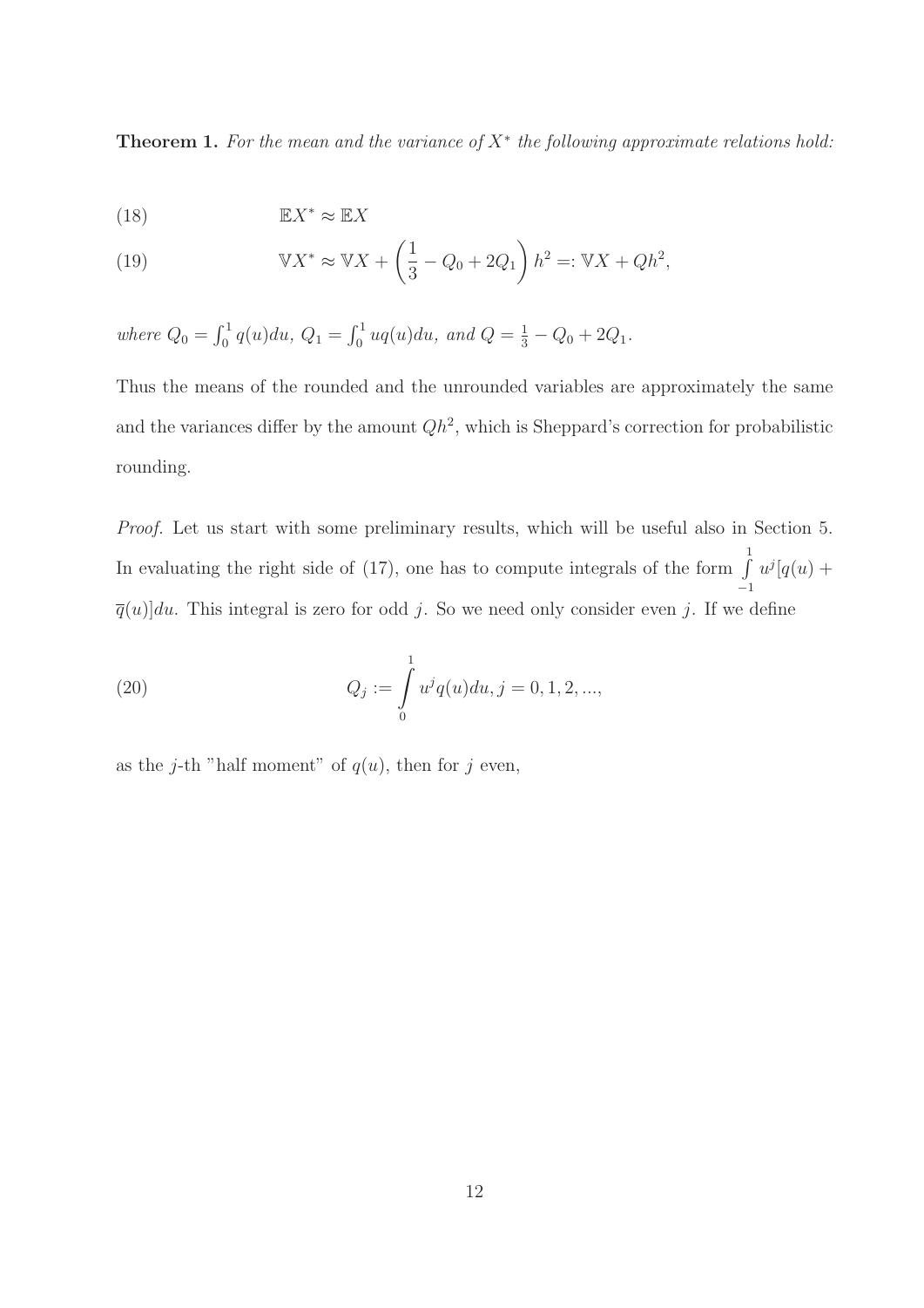**Theorem 1.** *For the mean and the variance of $X^*$ the following approximate relations hold:*

$$\mathbb{E}X^* \approx \mathbb{E}X \tag{18}$$

$$\mathbb{V}X^* \approx \mathbb{V}X + \left(\frac{1}{3} - Q_0 + 2Q_1\right) h^2 =: \mathbb{V}X + Qh^2, \tag{19}$$

*where $Q_0 = \int_0^1 q(u)du$, $Q_1 = \int_0^1 uq(u)du$, and $Q = \frac{1}{3} - Q_0 + 2Q_1$.*

Thus the means of the rounded and the unrounded variables are approximately the same and the variances differ by the amount $Qh^2$, which is Sheppard's correction for probabilistic rounding.

*Proof.* Let us start with some preliminary results, which will be useful also in Section 5. In evaluating the right side of (17), one has to compute integrals of the form $\int_{-1}^{1} u^j[q(u) + \overline{q}(u)]du$. This integral is zero for odd $j$. So we need only consider even $j$. If we define

$$Q_j := \int_0^1 u^j q(u)du, j = 0, 1, 2, ..., \tag{20}$$

as the $j$-th "half moment" of $q(u)$, then for $j$ even,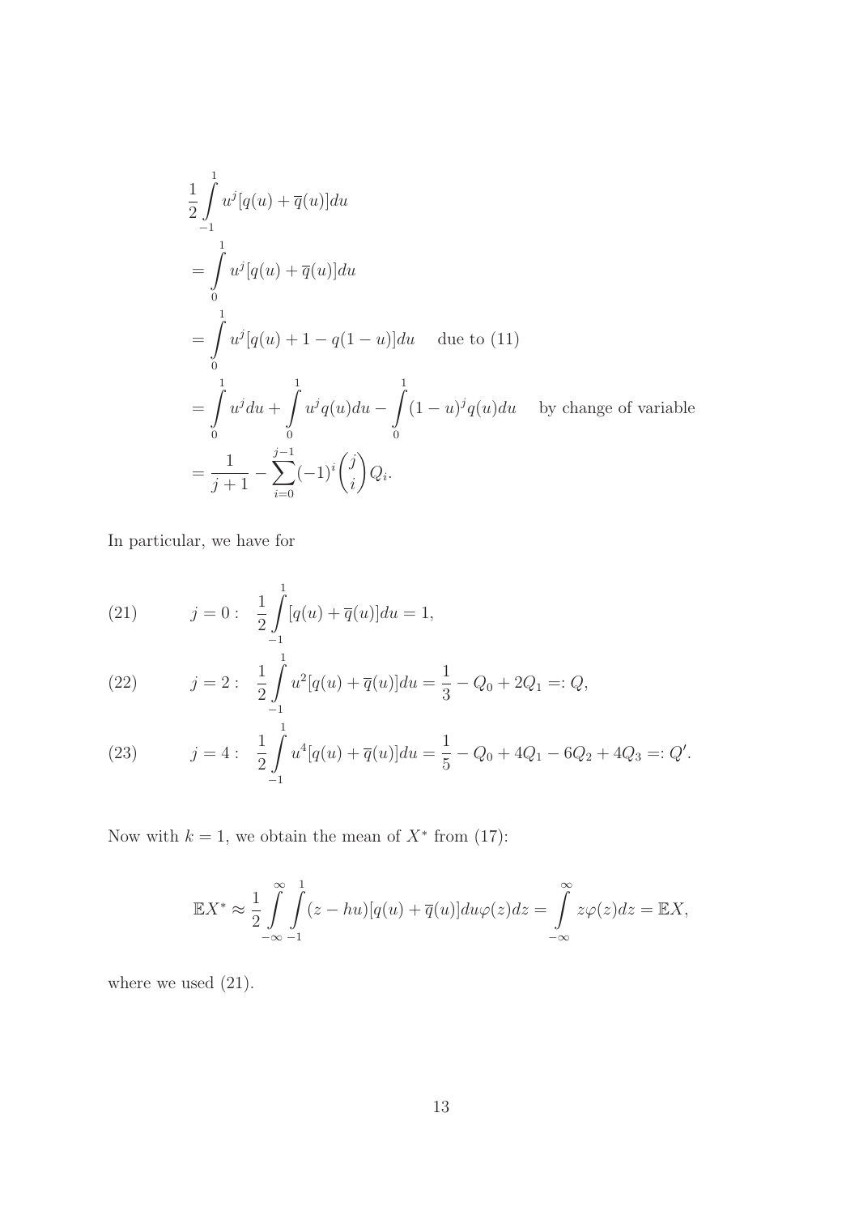$$
\begin{aligned}
&\frac{1}{2}\int_{-1}^{1} u^j[q(u)+\overline{q}(u)]du \\
&= \int_{0}^{1} u^j[q(u)+\overline{q}(u)]du \\
&= \int_{0}^{1} u^j[q(u)+1-q(1-u)]du \quad \text{due to (11)} \\
&= \int_{0}^{1} u^j du + \int_{0}^{1} u^j q(u)du - \int_{0}^{1}(1-u)^j q(u)du \quad \text{by change of variable} \\
&= \frac{1}{j+1} - \sum_{i=0}^{j-1}(-1)^i \binom{j}{i} Q_i.
\end{aligned}
$$

In particular, we have for

$$
j=0: \quad \frac{1}{2}\int_{-1}^{1}[q(u)+\overline{q}(u)]du = 1, \tag{21}
$$

$$
j=2: \quad \frac{1}{2}\int_{-1}^{1}u^2[q(u)+\overline{q}(u)]du = \frac{1}{3} - Q_0 + 2Q_1 =: Q, \tag{22}
$$

$$
j=4: \quad \frac{1}{2}\int_{-1}^{1}u^4[q(u)+\overline{q}(u)]du = \frac{1}{5} - Q_0 + 4Q_1 - 6Q_2 + 4Q_3 =: Q'. \tag{23}
$$

Now with $k=1$, we obtain the mean of $X^*$ from (17):

$$
\mathbb{E}X^* \approx \frac{1}{2}\int_{-\infty}^{\infty}\int_{-1}^{1}(z-hu)[q(u)+\overline{q}(u)]du\varphi(z)dz = \int_{-\infty}^{\infty} z\varphi(z)dz = \mathbb{E}X,
$$

where we used (21).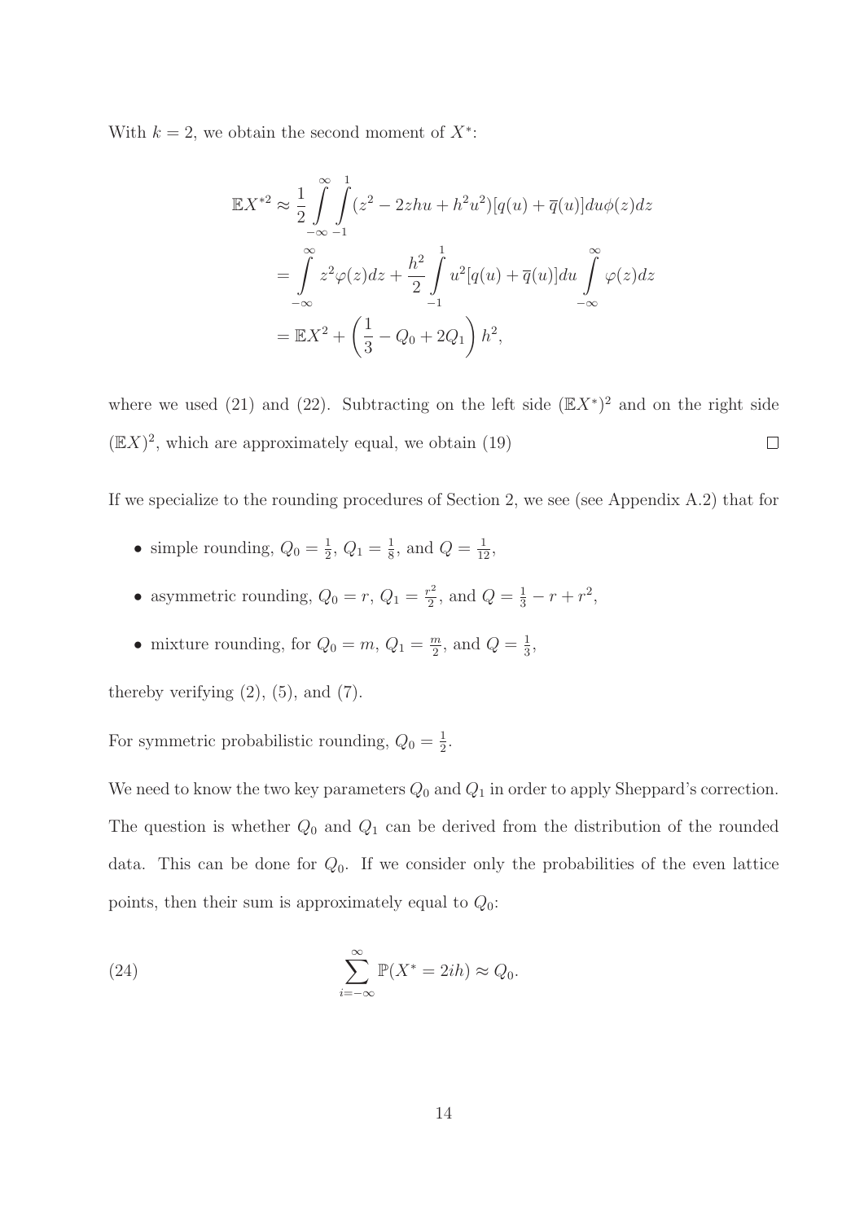With $k = 2$, we obtain the second moment of $X^*$:

$$
\begin{aligned}
\mathbb{E}X^{*2} &\approx \frac{1}{2}\int_{-\infty}^{\infty}\int_{-1}^{1}(z^2 - 2zhu + h^2u^2)[q(u) + \overline{q}(u)]du\phi(z)dz \\
&= \int_{-\infty}^{\infty} z^2\varphi(z)dz + \frac{h^2}{2}\int_{-1}^{1} u^2[q(u) + \overline{q}(u)]du \int_{-\infty}^{\infty} \varphi(z)dz \\
&= \mathbb{E}X^2 + \left(\frac{1}{3} - Q_0 + 2Q_1\right)h^2,
\end{aligned}
$$

where we used (21) and (22). Subtracting on the left side $(\mathbb{E}X^*)^2$ and on the right side $(\mathbb{E}X)^2$, which are approximately equal, we obtain (19) $\square$

If we specialize to the rounding procedures of Section 2, we see (see Appendix A.2) that for

- simple rounding, $Q_0 = \frac{1}{2}$, $Q_1 = \frac{1}{8}$, and $Q = \frac{1}{12}$,
- asymmetric rounding, $Q_0 = r$, $Q_1 = \frac{r^2}{2}$, and $Q = \frac{1}{3} - r + r^2$,
- mixture rounding, for $Q_0 = m$, $Q_1 = \frac{m}{2}$, and $Q = \frac{1}{3}$,

thereby verifying (2), (5), and (7).

For symmetric probabilistic rounding, $Q_0 = \frac{1}{2}$.

We need to know the two key parameters $Q_0$ and $Q_1$ in order to apply Sheppard's correction. The question is whether $Q_0$ and $Q_1$ can be derived from the distribution of the rounded data. This can be done for $Q_0$. If we consider only the probabilities of the even lattice points, then their sum is approximately equal to $Q_0$:

$$
\sum_{i=-\infty}^{\infty} \mathbb{P}(X^* = 2ih) \approx Q_0. \tag{24}
$$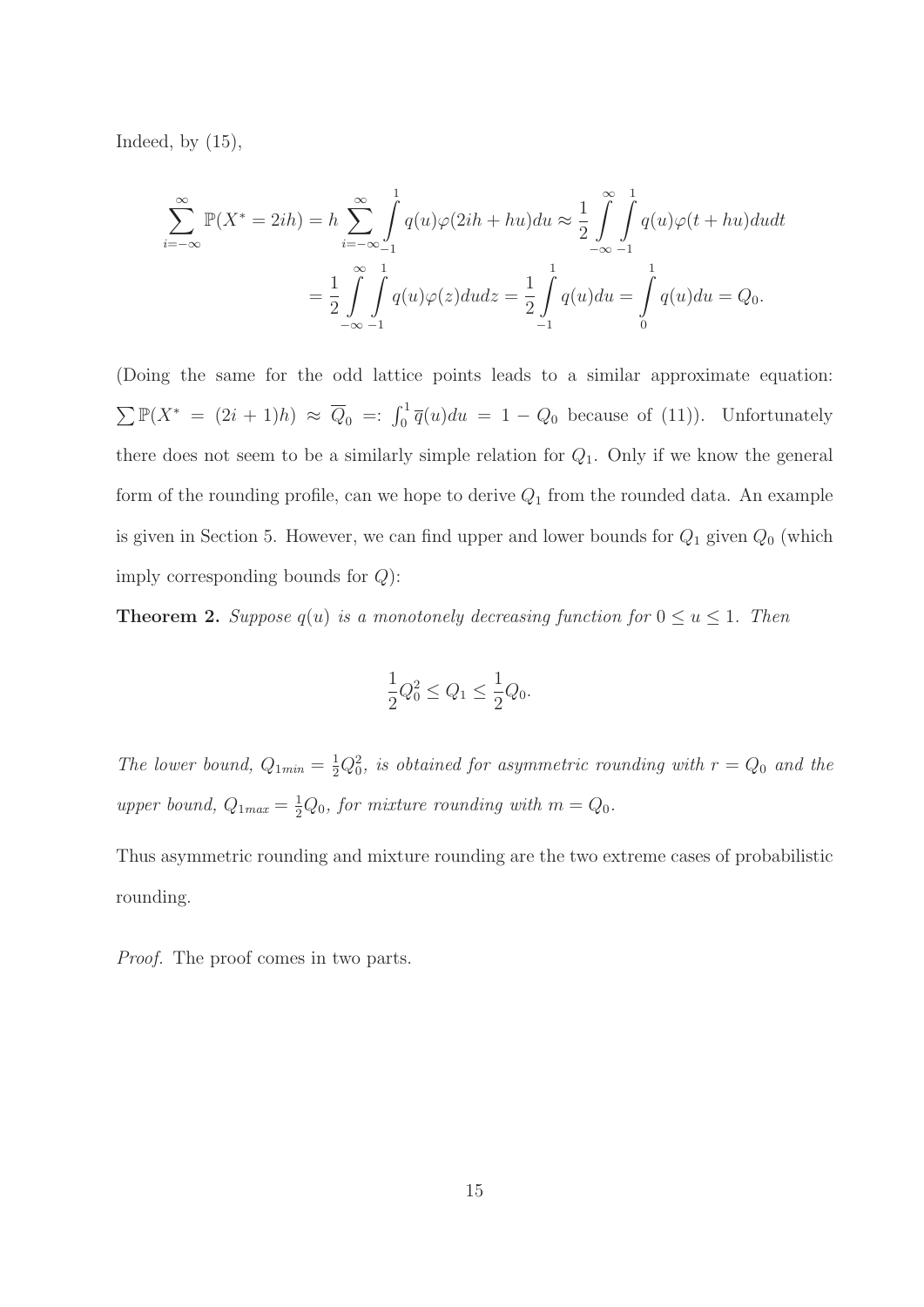Indeed, by (15),

$$\sum_{i=-\infty}^{\infty} \mathbb{P}(X^* = 2ih) = h \sum_{i=-\infty}^{\infty} \int_{-1}^{1} q(u)\varphi(2ih + hu)du \approx \frac{1}{2} \int_{-\infty}^{\infty} \int_{-1}^{1} q(u)\varphi(t + hu)dudt$$

$$= \frac{1}{2} \int_{-\infty}^{\infty} \int_{-1}^{1} q(u)\varphi(z)dudz = \frac{1}{2} \int_{-1}^{1} q(u)du = \int_{0}^{1} q(u)du = Q_0.$$

(Doing the same for the odd lattice points leads to a similar approximate equation: $\sum \mathbb{P}(X^* = (2i+1)h) \approx \overline{Q}_0 =: \int_0^1 \overline{q}(u)du = 1 - Q_0$ because of (11)). Unfortunately there does not seem to be a similarly simple relation for $Q_1$. Only if we know the general form of the rounding profile, can we hope to derive $Q_1$ from the rounded data. An example is given in Section 5. However, we can find upper and lower bounds for $Q_1$ given $Q_0$ (which imply corresponding bounds for $Q$):

**Theorem 2.** *Suppose $q(u)$ is a monotonely decreasing function for $0 \leq u \leq 1$. Then*

$$\frac{1}{2}Q_0^2 \leq Q_1 \leq \frac{1}{2}Q_0.$$

*The lower bound, $Q_{1min} = \frac{1}{2}Q_0^2$, is obtained for asymmetric rounding with $r = Q_0$ and the upper bound, $Q_{1max} = \frac{1}{2}Q_0$, for mixture rounding with $m = Q_0$.*

Thus asymmetric rounding and mixture rounding are the two extreme cases of probabilistic rounding.

*Proof.* The proof comes in two parts.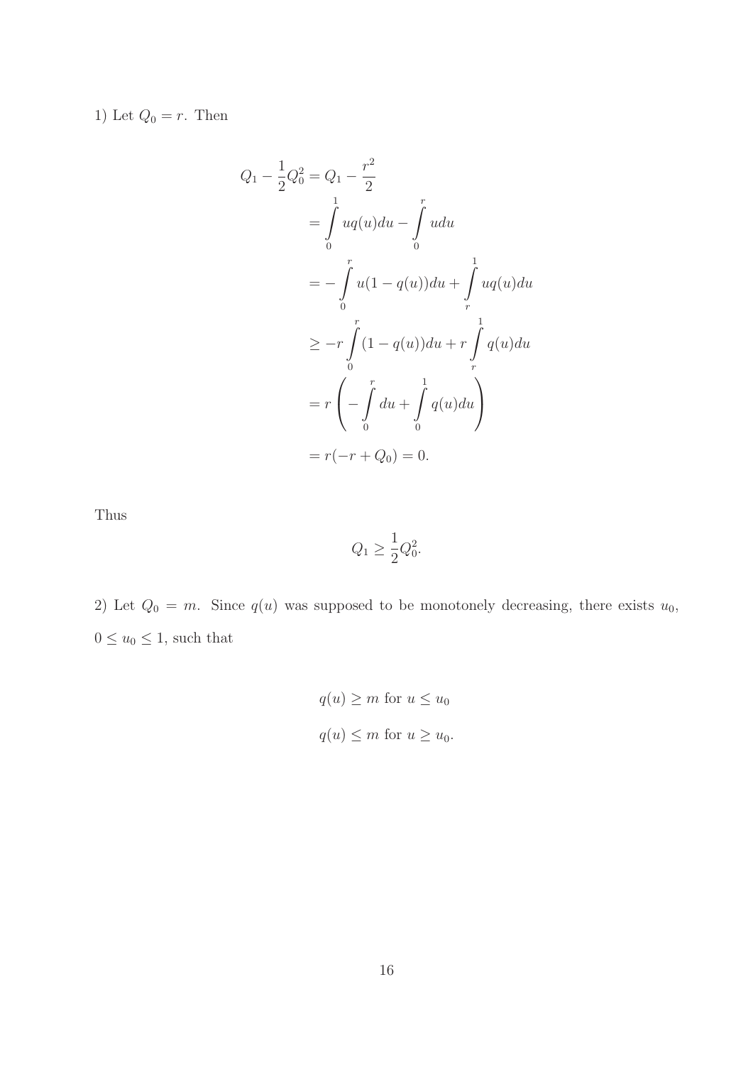1) Let $Q_0 = r$. Then

$$
\begin{aligned}
Q_1 - \frac{1}{2}Q_0^2 &= Q_1 - \frac{r^2}{2} \\
&= \int_0^1 uq(u)du - \int_0^r udu \\
&= -\int_0^r u(1-q(u))du + \int_r^1 uq(u)du \\
&\geq -r\int_0^r (1-q(u))du + r\int_r^1 q(u)du \\
&= r\left(-\int_0^r du + \int_0^1 q(u)du\right) \\
&= r(-r + Q_0) = 0.
\end{aligned}
$$

Thus

$$
Q_1 \geq \frac{1}{2}Q_0^2.
$$

2) Let $Q_0 = m$. Since $q(u)$ was supposed to be monotonely decreasing, there exists $u_0$, $0 \leq u_0 \leq 1$, such that

$$
\begin{aligned}
&q(u) \geq m \text{ for } u \leq u_0 \\
&q(u) \leq m \text{ for } u \geq u_0.
\end{aligned}
$$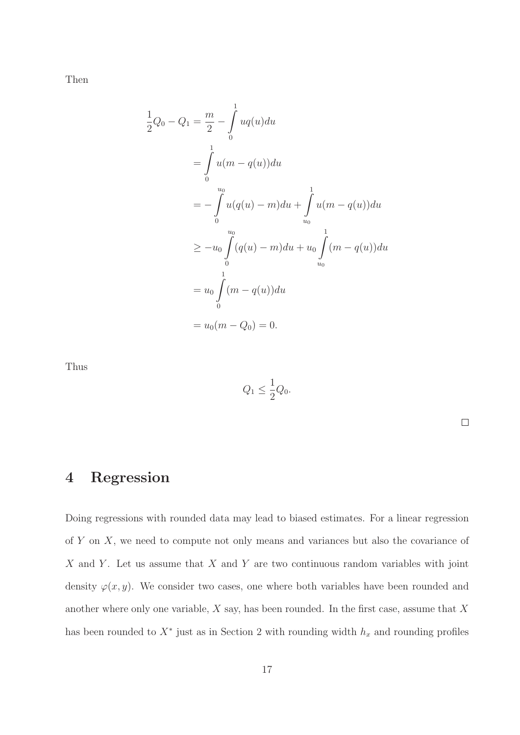Then

$$
\begin{aligned}
\frac{1}{2}Q_0 - Q_1 &= \frac{m}{2} - \int_0^1 uq(u)du \\
&= \int_0^1 u(m - q(u))du \\
&= -\int_0^{u_0} u(q(u) - m)du + \int_{u_0}^1 u(m - q(u))du \\
&\geq -u_0 \int_0^{u_0} (q(u) - m)du + u_0 \int_{u_0}^1 (m - q(u))du \\
&= u_0 \int_0^1 (m - q(u))du \\
&= u_0(m - Q_0) = 0.
\end{aligned}
$$

Thus

$$Q_1 \leq \frac{1}{2}Q_0.$$

□

# 4 Regression

Doing regressions with rounded data may lead to biased estimates. For a linear regression of $Y$ on $X$, we need to compute not only means and variances but also the covariance of $X$ and $Y$. Let us assume that $X$ and $Y$ are two continuous random variables with joint density $\varphi(x, y)$. We consider two cases, one where both variables have been rounded and another where only one variable, $X$ say, has been rounded. In the first case, assume that $X$ has been rounded to $X^*$ just as in Section 2 with rounding width $h_x$ and rounding profiles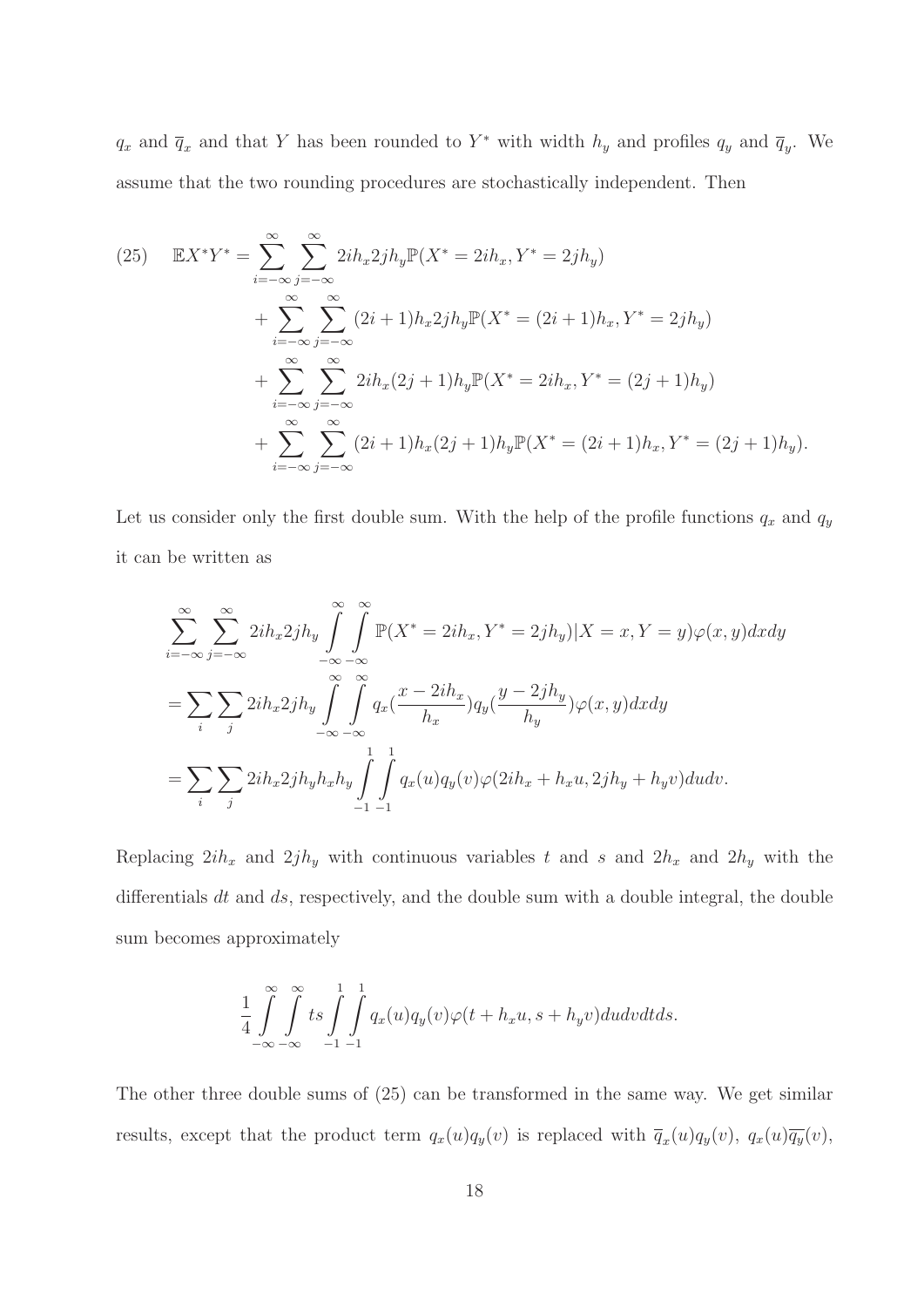$q_x$ and $\overline{q}_x$ and that $Y$ has been rounded to $Y^*$ with width $h_y$ and profiles $q_y$ and $\overline{q}_y$. We assume that the two rounding procedures are stochastically independent. Then

$$
\begin{aligned}
(25) \quad \mathbb{E}X^*Y^* = & \sum_{i=-\infty}^{\infty}\sum_{j=-\infty}^{\infty} 2ih_x 2jh_y \mathbb{P}(X^* = 2ih_x, Y^* = 2jh_y) \\
& + \sum_{i=-\infty}^{\infty}\sum_{j=-\infty}^{\infty} (2i+1)h_x 2jh_y \mathbb{P}(X^* = (2i+1)h_x, Y^* = 2jh_y) \\
& + \sum_{i=-\infty}^{\infty}\sum_{j=-\infty}^{\infty} 2ih_x (2j+1)h_y \mathbb{P}(X^* = 2ih_x, Y^* = (2j+1)h_y) \\
& + \sum_{i=-\infty}^{\infty}\sum_{j=-\infty}^{\infty} (2i+1)h_x (2j+1)h_y \mathbb{P}(X^* = (2i+1)h_x, Y^* = (2j+1)h_y).
\end{aligned}
$$

Let us consider only the first double sum. With the help of the profile functions $q_x$ and $q_y$ it can be written as

$$
\begin{aligned}
& \sum_{i=-\infty}^{\infty}\sum_{j=-\infty}^{\infty} 2ih_x 2jh_y \int_{-\infty}^{\infty}\int_{-\infty}^{\infty} \mathbb{P}(X^* = 2ih_x, Y^* = 2jh_y)|X = x, Y = y)\varphi(x,y)dxdy \\
& = \sum_i \sum_j 2ih_x 2jh_y \int_{-\infty}^{\infty}\int_{-\infty}^{\infty} q_x(\frac{x - 2ih_x}{h_x}) q_y(\frac{y - 2jh_y}{h_y})\varphi(x,y)dxdy \\
& = \sum_i \sum_j 2ih_x 2jh_y h_x h_y \int_{-1}^{1}\int_{-1}^{1} q_x(u)q_y(v)\varphi(2ih_x + h_x u, 2jh_y + h_y v)dudv.
\end{aligned}
$$

Replacing $2ih_x$ and $2jh_y$ with continuous variables $t$ and $s$ and $2h_x$ and $2h_y$ with the differentials $dt$ and $ds$, respectively, and the double sum with a double integral, the double sum becomes approximately

$$
\frac{1}{4}\int_{-\infty}^{\infty}\int_{-\infty}^{\infty} ts \int_{-1}^{1}\int_{-1}^{1} q_x(u)q_y(v)\varphi(t + h_x u, s + h_y v)dudvdtds.
$$

The other three double sums of (25) can be transformed in the same way. We get similar results, except that the product term $q_x(u)q_y(v)$ is replaced with $\overline{q}_x(u)q_y(v)$, $q_x(u)\overline{q_y}(v)$,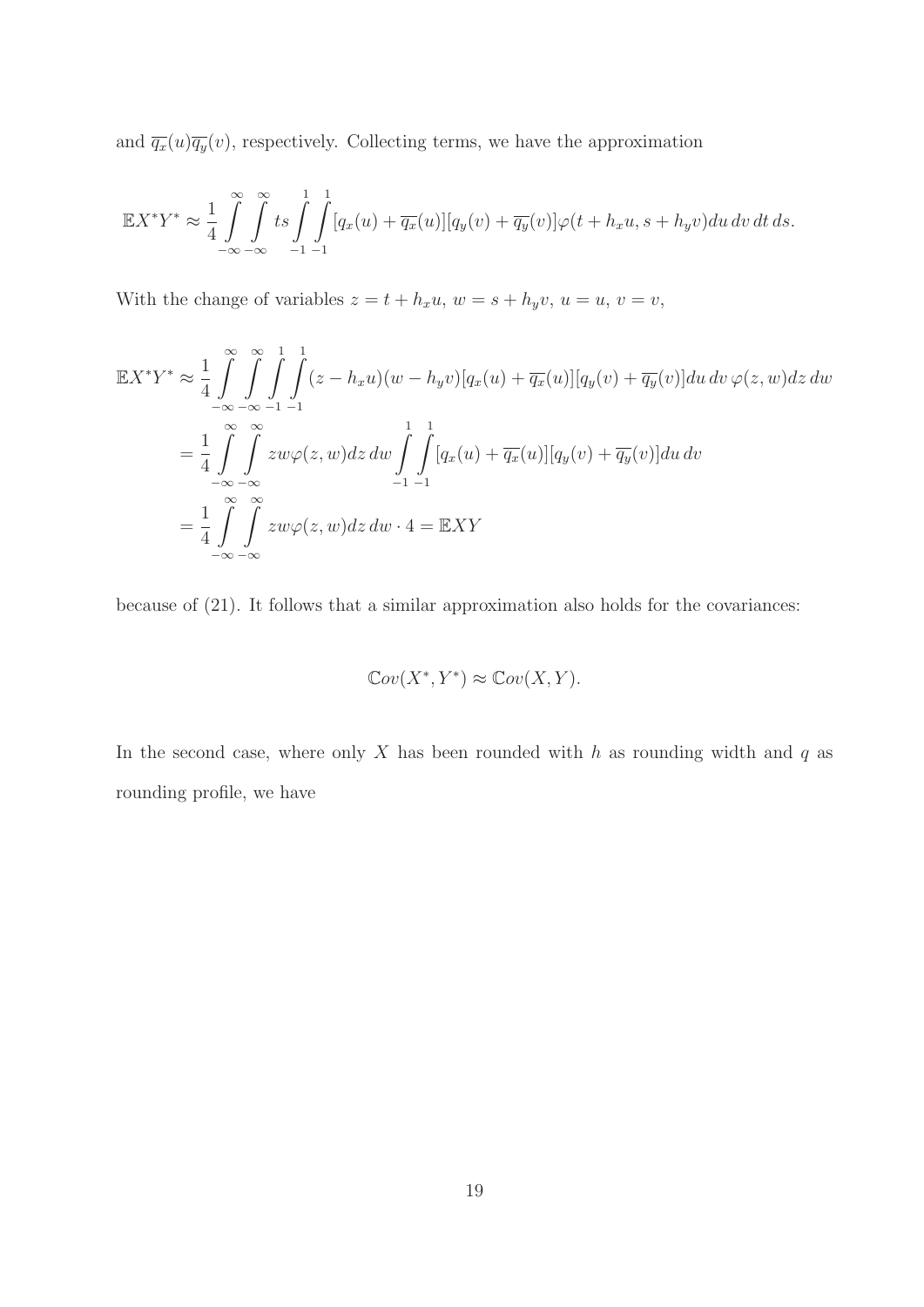and $\overline{q_x}(u)\overline{q_y}(v)$, respectively. Collecting terms, we have the approximation

$$\mathbb{E}X^*Y^* \approx \frac{1}{4}\int_{-\infty}^{\infty}\int_{-\infty}^{\infty} ts \int_{-1}^{1}\int_{-1}^{1}[q_x(u)+\overline{q_x}(u)][q_y(v)+\overline{q_y}(v)]\varphi(t+h_x u, s+h_y v)du\,dv\,dt\,ds.$$

With the change of variables $z = t + h_x u$, $w = s + h_y v$, $u = u$, $v = v$,

$$\begin{aligned}
\mathbb{E}X^*Y^* &\approx \frac{1}{4}\int_{-\infty}^{\infty}\int_{-\infty}^{\infty}\int_{-1}^{1}\int_{-1}^{1}(z-h_x u)(w-h_y v)[q_x(u)+\overline{q_x}(u)][q_y(v)+\overline{q_y}(v)]du\,dv\,\varphi(z,w)dz\,dw \\
&= \frac{1}{4}\int_{-\infty}^{\infty}\int_{-\infty}^{\infty} zw\varphi(z,w)dz\,dw \int_{-1}^{1}\int_{-1}^{1}[q_x(u)+\overline{q_x}(u)][q_y(v)+\overline{q_y}(v)]du\,dv \\
&= \frac{1}{4}\int_{-\infty}^{\infty}\int_{-\infty}^{\infty} zw\varphi(z,w)dz\,dw \cdot 4 = \mathbb{E}XY
\end{aligned}$$

because of (21). It follows that a similar approximation also holds for the covariances:

$$\mathbb{C}ov(X^*, Y^*) \approx \mathbb{C}ov(X, Y).$$

In the second case, where only $X$ has been rounded with $h$ as rounding width and $q$ as rounding profile, we have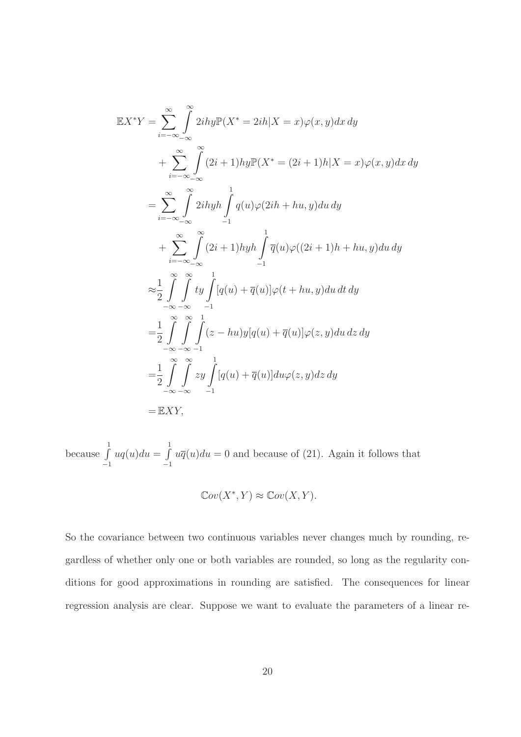$$
\begin{aligned}
\mathbb{E}X^*Y =& \sum_{i=-\infty}^{\infty} \int_{-\infty}^{\infty} 2ihy\mathbb{P}(X^* = 2ih|X = x)\varphi(x,y)dx\,dy \\
&+ \sum_{i=-\infty}^{\infty} \int_{-\infty}^{\infty} (2i+1)hy\mathbb{P}(X^* = (2i+1)h|X = x)\varphi(x,y)dx\,dy \\
=& \sum_{i=-\infty}^{\infty} \int_{-\infty}^{\infty} 2ihyh \int_{-1}^{1} q(u)\varphi(2ih + hu, y)du\,dy \\
&+ \sum_{i=-\infty}^{\infty} \int_{-\infty}^{\infty} (2i+1)hyh \int_{-1}^{1} \overline{q}(u)\varphi((2i+1)h + hu, y)du\,dy \\
\approx& \frac{1}{2} \int_{-\infty}^{\infty} \int_{-\infty}^{\infty} ty \int_{-1}^{1} [q(u) + \overline{q}(u)]\varphi(t + hu, y)du\,dt\,dy \\
=& \frac{1}{2} \int_{-\infty}^{\infty} \int_{-\infty}^{\infty} \int_{-1}^{1} (z - hu)y[q(u) + \overline{q}(u)]\varphi(z,y)du\,dz\,dy \\
=& \frac{1}{2} \int_{-\infty}^{\infty} \int_{-\infty}^{\infty} zy \int_{-1}^{1} [q(u) + \overline{q}(u)]du\varphi(z,y)dz\,dy \\
=& \mathbb{E}XY,
\end{aligned}
$$

because $\int_{-1}^{1} uq(u)du = \int_{-1}^{1} u\overline{q}(u)du = 0$ and because of (21). Again it follows that

$$
\mathbb{C}ov(X^*, Y) \approx \mathbb{C}ov(X, Y).
$$

So the covariance between two continuous variables never changes much by rounding, regardless of whether only one or both variables are rounded, so long as the regularity conditions for good approximations in rounding are satisfied. The consequences for linear regression analysis are clear. Suppose we want to evaluate the parameters of a linear re-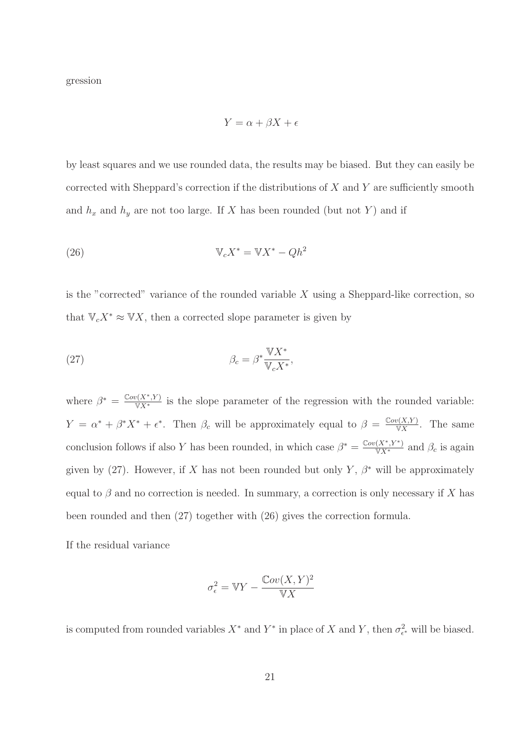gression

$$Y = \alpha + \beta X + \epsilon$$

by least squares and we use rounded data, the results may be biased. But they can easily be corrected with Sheppard's correction if the distributions of $X$ and $Y$ are sufficiently smooth and $h_x$ and $h_y$ are not too large. If $X$ has been rounded (but not $Y$) and if

$$\mathbb{V}_c X^* = \mathbb{V}X^* - Qh^2 \tag{26}$$

is the "corrected" variance of the rounded variable $X$ using a Sheppard-like correction, so that $\mathbb{V}_c X^* \approx \mathbb{V}X$, then a corrected slope parameter is given by

$$\beta_c = \beta^* \frac{\mathbb{V}X^*}{\mathbb{V}_c X^*}, \tag{27}$$

where $\beta^* = \frac{\mathbb{C}ov(X^*,Y)}{\mathbb{V}X^*}$ is the slope parameter of the regression with the rounded variable: $Y = \alpha^* + \beta^* X^* + \epsilon^*$. Then $\beta_c$ will be approximately equal to $\beta = \frac{\mathbb{C}ov(X,Y)}{\mathbb{V}X}$. The same conclusion follows if also $Y$ has been rounded, in which case $\beta^* = \frac{\mathbb{C}ov(X^*,Y^*)}{\mathbb{V}X^*}$ and $\beta_c$ is again given by (27). However, if $X$ has not been rounded but only $Y$, $\beta^*$ will be approximately equal to $\beta$ and no correction is needed. In summary, a correction is only necessary if $X$ has been rounded and then (27) together with (26) gives the correction formula.

If the residual variance

$$\sigma_\epsilon^2 = \mathbb{V}Y - \frac{\mathbb{C}ov(X,Y)^2}{\mathbb{V}X}$$

is computed from rounded variables $X^*$ and $Y^*$ in place of $X$ and $Y$, then $\sigma_{\epsilon^*}^2$ will be biased.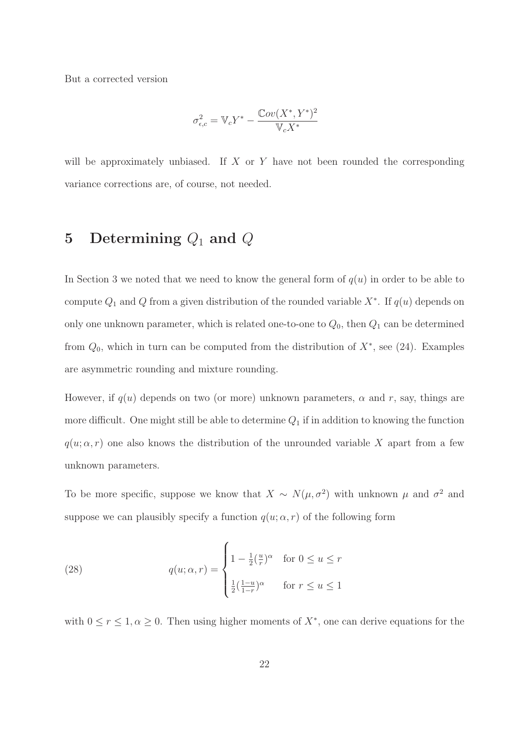But a corrected version

$$\sigma_{\epsilon,c}^2 = \mathbb{V}_c Y^* - \frac{\mathbb{C}ov(X^*, Y^*)^2}{\mathbb{V}_c X^*}$$

will be approximately unbiased. If $X$ or $Y$ have not been rounded the corresponding variance corrections are, of course, not needed.

# 5 Determining $Q_1$ and $Q$

In Section 3 we noted that we need to know the general form of $q(u)$ in order to be able to compute $Q_1$ and $Q$ from a given distribution of the rounded variable $X^*$. If $q(u)$ depends on only one unknown parameter, which is related one-to-one to $Q_0$, then $Q_1$ can be determined from $Q_0$, which in turn can be computed from the distribution of $X^*$, see (24). Examples are asymmetric rounding and mixture rounding.

However, if $q(u)$ depends on two (or more) unknown parameters, $\alpha$ and $r$, say, things are more difficult. One might still be able to determine $Q_1$ if in addition to knowing the function $q(u; \alpha, r)$ one also knows the distribution of the unrounded variable $X$ apart from a few unknown parameters.

To be more specific, suppose we know that $X \sim N(\mu, \sigma^2)$ with unknown $\mu$ and $\sigma^2$ and suppose we can plausibly specify a function $q(u; \alpha, r)$ of the following form

$$q(u; \alpha, r) = \begin{cases} 1 - \frac{1}{2}(\frac{u}{r})^{\alpha} & \text{for } 0 \leq u \leq r \\ \frac{1}{2}(\frac{1-u}{1-r})^{\alpha} & \text{for } r \leq u \leq 1 \end{cases} \tag{28}$$

with $0 \leq r \leq 1, \alpha \geq 0$. Then using higher moments of $X^*$, one can derive equations for the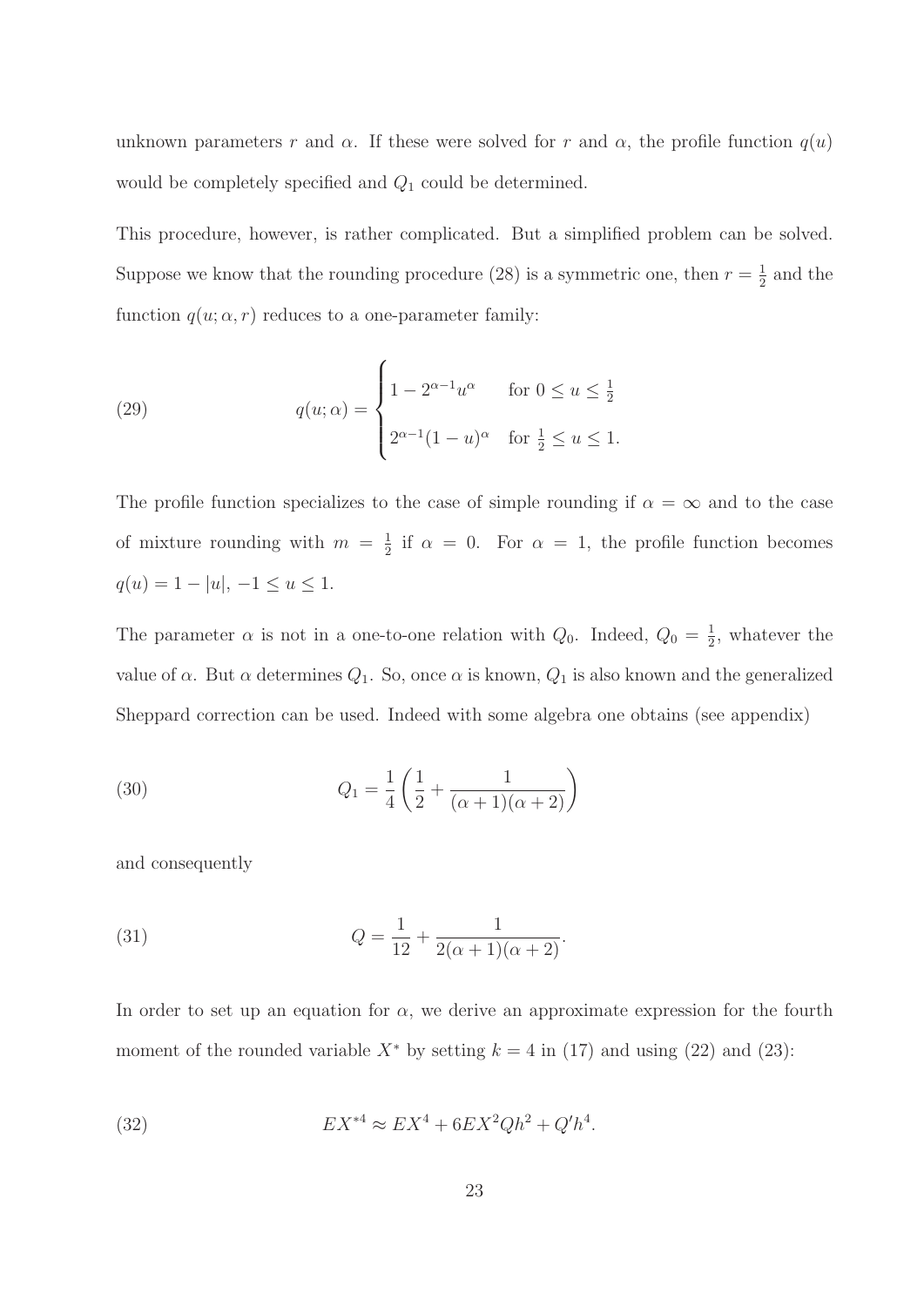unknown parameters $r$ and $\alpha$. If these were solved for $r$ and $\alpha$, the profile function $q(u)$ would be completely specified and $Q_1$ could be determined.

This procedure, however, is rather complicated. But a simplified problem can be solved. Suppose we know that the rounding procedure (28) is a symmetric one, then $r = \frac{1}{2}$ and the function $q(u; \alpha, r)$ reduces to a one-parameter family:

$$
q(u;\alpha) = \begin{cases} 1 - 2^{\alpha-1}u^{\alpha} & \text{for } 0 \le u \le \frac{1}{2} \\ 2^{\alpha-1}(1-u)^{\alpha} & \text{for } \frac{1}{2} \le u \le 1. \end{cases} \tag{29}
$$

The profile function specializes to the case of simple rounding if $\alpha = \infty$ and to the case of mixture rounding with $m = \frac{1}{2}$ if $\alpha = 0$. For $\alpha = 1$, the profile function becomes $q(u) = 1 - |u|$, $-1 \le u \le 1$.

The parameter $\alpha$ is not in a one-to-one relation with $Q_0$. Indeed, $Q_0 = \frac{1}{2}$, whatever the value of $\alpha$. But $\alpha$ determines $Q_1$. So, once $\alpha$ is known, $Q_1$ is also known and the generalized Sheppard correction can be used. Indeed with some algebra one obtains (see appendix)

$$
Q_1 = \frac{1}{4}\left(\frac{1}{2} + \frac{1}{(\alpha+1)(\alpha+2)}\right) \tag{30}
$$

and consequently

$$
Q = \frac{1}{12} + \frac{1}{2(\alpha+1)(\alpha+2)}. \tag{31}
$$

In order to set up an equation for $\alpha$, we derive an approximate expression for the fourth moment of the rounded variable $X^*$ by setting $k = 4$ in (17) and using (22) and (23):

$$
EX^{*4} \approx EX^4 + 6EX^2Qh^2 + Q'h^4. \tag{32}
$$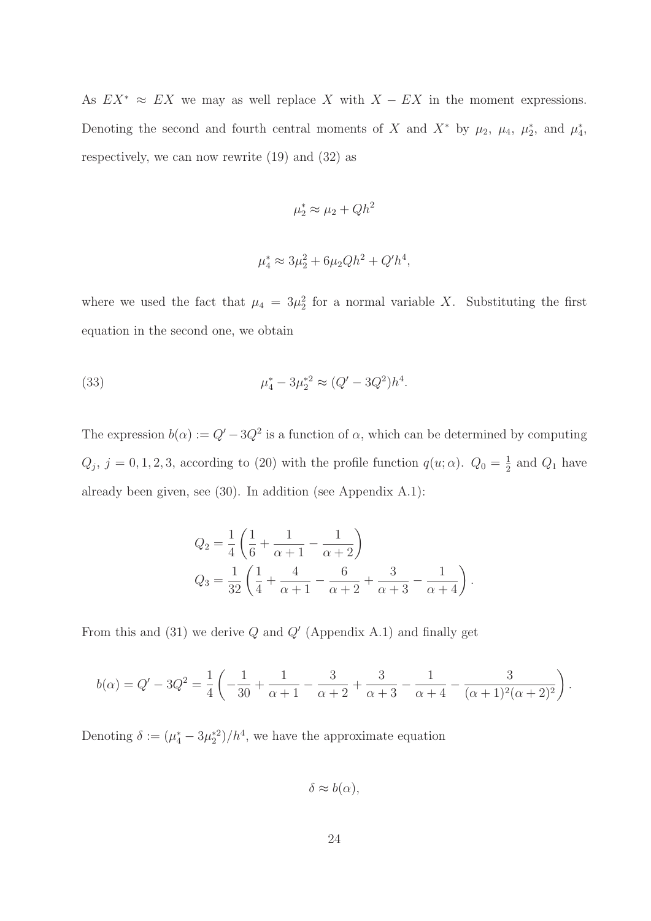As $EX^* \approx EX$ we may as well replace $X$ with $X - EX$ in the moment expressions. Denoting the second and fourth central moments of $X$ and $X^*$ by $\mu_2$, $\mu_4$, $\mu_2^*$, and $\mu_4^*$, respectively, we can now rewrite (19) and (32) as

$$\mu_2^* \approx \mu_2 + Qh^2$$

$$\mu_4^* \approx 3\mu_2^2 + 6\mu_2 Qh^2 + Q'h^4,$$

where we used the fact that $\mu_4 = 3\mu_2^2$ for a normal variable $X$. Substituting the first equation in the second one, we obtain

$$\mu_4^* - 3\mu_2^{*2} \approx (Q' - 3Q^2)h^4. \tag{33}$$

The expression $b(\alpha) := Q' - 3Q^2$ is a function of $\alpha$, which can be determined by computing $Q_j$, $j = 0, 1, 2, 3$, according to (20) with the profile function $q(u; \alpha)$. $Q_0 = \frac{1}{2}$ and $Q_1$ have already been given, see (30). In addition (see Appendix A.1):

$$Q_2 = \frac{1}{4}\left(\frac{1}{6} + \frac{1}{\alpha+1} - \frac{1}{\alpha+2}\right)$$
$$Q_3 = \frac{1}{32}\left(\frac{1}{4} + \frac{4}{\alpha+1} - \frac{6}{\alpha+2} + \frac{3}{\alpha+3} - \frac{1}{\alpha+4}\right).$$

From this and (31) we derive $Q$ and $Q'$ (Appendix A.1) and finally get

$$b(\alpha) = Q' - 3Q^2 = \frac{1}{4}\left(-\frac{1}{30} + \frac{1}{\alpha+1} - \frac{3}{\alpha+2} + \frac{3}{\alpha+3} - \frac{1}{\alpha+4} - \frac{3}{(\alpha+1)^2(\alpha+2)^2}\right).$$

Denoting $\delta := (\mu_4^* - 3\mu_2^{*2})/h^4$, we have the approximate equation

$$\delta \approx b(\alpha),$$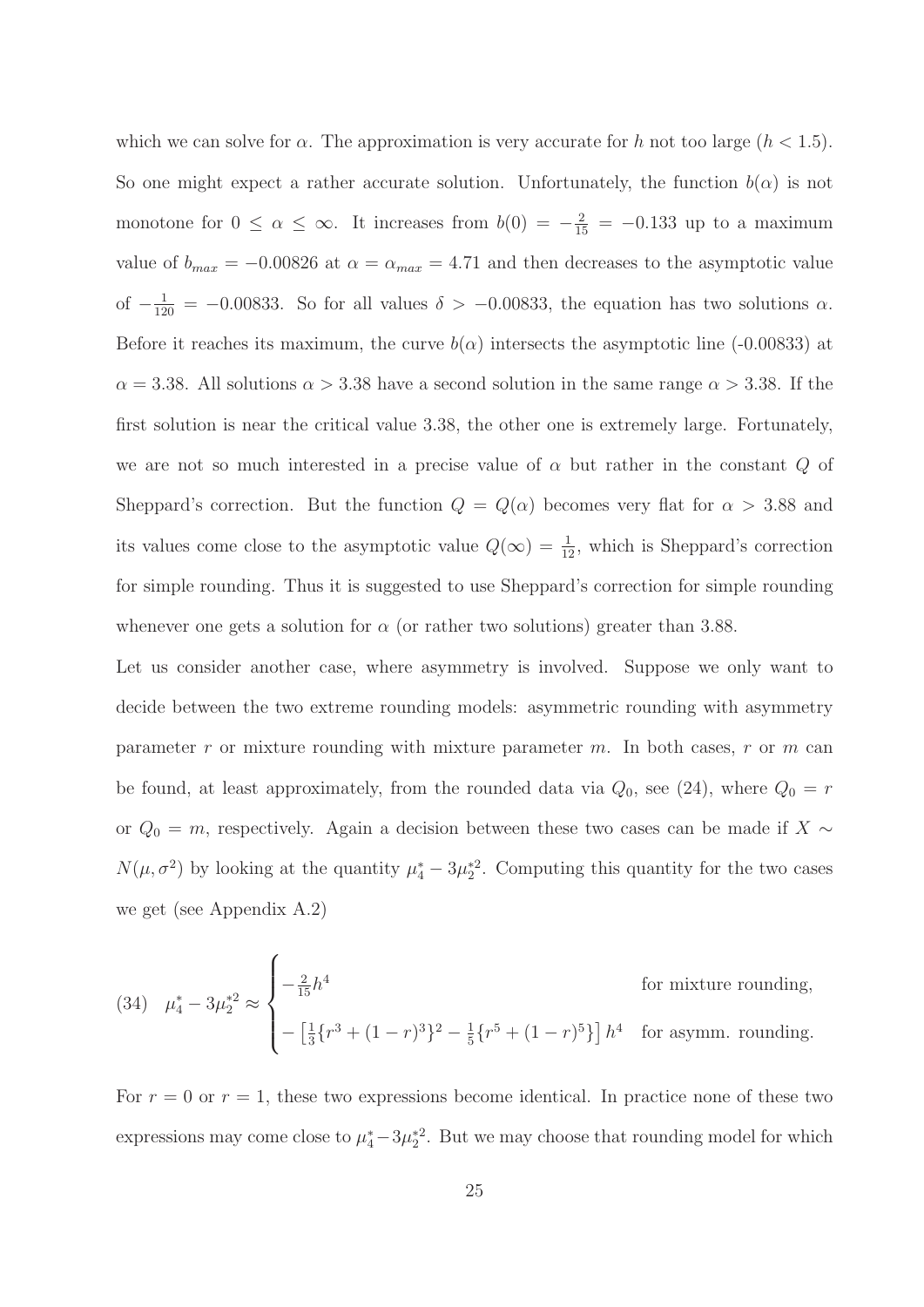which we can solve for $\alpha$. The approximation is very accurate for $h$ not too large ($h < 1.5$). So one might expect a rather accurate solution. Unfortunately, the function $b(\alpha)$ is not monotone for $0 \leq \alpha \leq \infty$. It increases from $b(0) = -\frac{2}{15} = -0.133$ up to a maximum value of $b_{max} = -0.00826$ at $\alpha = \alpha_{max} = 4.71$ and then decreases to the asymptotic value of $-\frac{1}{120} = -0.00833$. So for all values $\delta > -0.00833$, the equation has two solutions $\alpha$. Before it reaches its maximum, the curve $b(\alpha)$ intersects the asymptotic line (-0.00833) at $\alpha = 3.38$. All solutions $\alpha > 3.38$ have a second solution in the same range $\alpha > 3.38$. If the first solution is near the critical value 3.38, the other one is extremely large. Fortunately, we are not so much interested in a precise value of $\alpha$ but rather in the constant $Q$ of Sheppard's correction. But the function $Q = Q(\alpha)$ becomes very flat for $\alpha > 3.88$ and its values come close to the asymptotic value $Q(\infty) = \frac{1}{12}$, which is Sheppard's correction for simple rounding. Thus it is suggested to use Sheppard's correction for simple rounding whenever one gets a solution for $\alpha$ (or rather two solutions) greater than 3.88.

Let us consider another case, where asymmetry is involved. Suppose we only want to decide between the two extreme rounding models: asymmetric rounding with asymmetry parameter $r$ or mixture rounding with mixture parameter $m$. In both cases, $r$ or $m$ can be found, at least approximately, from the rounded data via $Q_0$, see (24), where $Q_0 = r$ or $Q_0 = m$, respectively. Again a decision between these two cases can be made if $X \sim N(\mu, \sigma^2)$ by looking at the quantity $\mu_4^* - 3\mu_2^{*2}$. Computing this quantity for the two cases we get (see Appendix A.2)

$$
(34) \quad \mu_4^* - 3\mu_2^{*2} \approx \begin{cases} -\frac{2}{15}h^4 & \text{for mixture rounding,} \\ -\left[\frac{1}{3}\{r^3 + (1-r)^3\}^2 - \frac{1}{5}\{r^5 + (1-r)^5\}\right] h^4 & \text{for asymm. rounding.} \end{cases}
$$

For $r = 0$ or $r = 1$, these two expressions become identical. In practice none of these two expressions may come close to $\mu_4^* - 3\mu_2^{*2}$. But we may choose that rounding model for which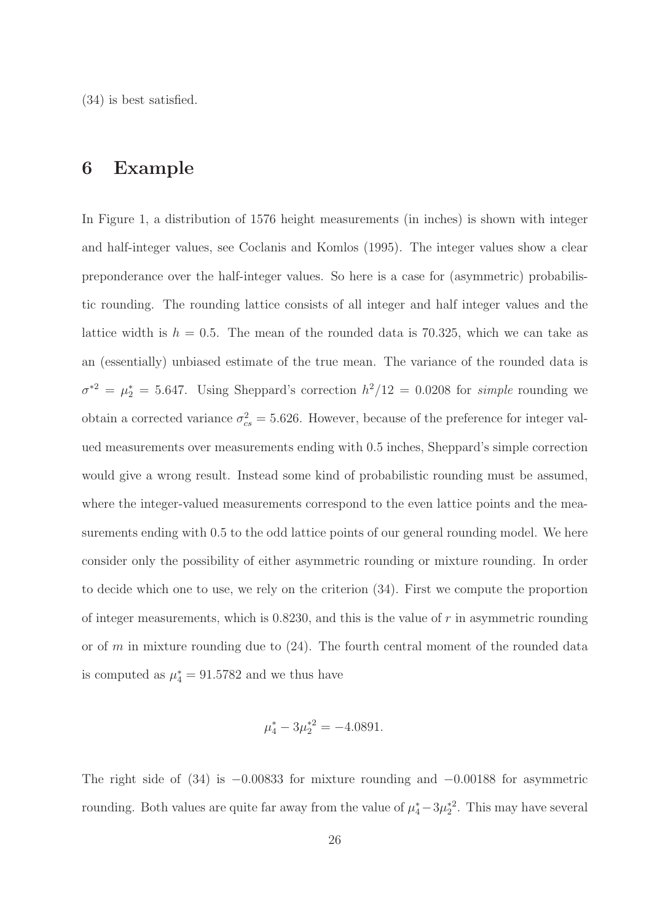(34) is best satisfied.

## 6 Example

In Figure 1, a distribution of 1576 height measurements (in inches) is shown with integer and half-integer values, see Coclanis and Komlos (1995). The integer values show a clear preponderance over the half-integer values. So here is a case for (asymmetric) probabilistic rounding. The rounding lattice consists of all integer and half integer values and the lattice width is $h = 0.5$. The mean of the rounded data is 70.325, which we can take as an (essentially) unbiased estimate of the true mean. The variance of the rounded data is $\sigma^{*2} = \mu_2^* = 5.647$. Using Sheppard's correction $h^2/12 = 0.0208$ for *simple* rounding we obtain a corrected variance $\sigma_{cs}^2 = 5.626$. However, because of the preference for integer valued measurements over measurements ending with 0.5 inches, Sheppard's simple correction would give a wrong result. Instead some kind of probabilistic rounding must be assumed, where the integer-valued measurements correspond to the even lattice points and the measurements ending with 0.5 to the odd lattice points of our general rounding model. We here consider only the possibility of either asymmetric rounding or mixture rounding. In order to decide which one to use, we rely on the criterion (34). First we compute the proportion of integer measurements, which is 0.8230, and this is the value of $r$ in asymmetric rounding or of $m$ in mixture rounding due to (24). The fourth central moment of the rounded data is computed as $\mu_4^* = 91.5782$ and we thus have

$$\mu_4^* - 3\mu_2^{*2} = -4.0891.$$

The right side of (34) is $-0.00833$ for mixture rounding and $-0.00188$ for asymmetric rounding. Both values are quite far away from the value of $\mu_4^* - 3\mu_2^{*2}$. This may have several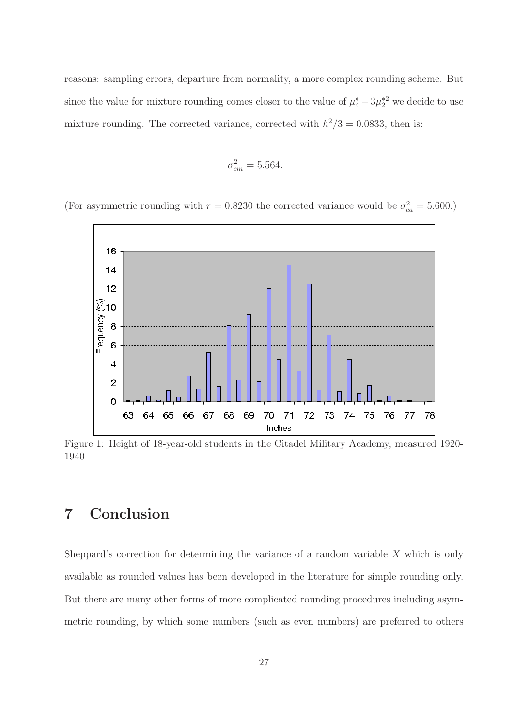reasons: sampling errors, departure from normality, a more complex rounding scheme. But since the value for mixture rounding comes closer to the value of $\mu_4^* - 3\mu_2^{*2}$ we decide to use mixture rounding. The corrected variance, corrected with $h^2/3 = 0.0833$, then is:

$$\sigma_{cm}^2 = 5.564.$$

(For asymmetric rounding with $r = 0.8230$ the corrected variance would be $\sigma_{ca}^2 = 5.600$.)

Frequency (%)

16
14
12
10
8
6
4
2
0

63 64 65 66 67 68 69 70 71 72 73 74 75 76 77 78

Inches

Figure 1: Height of 18-year-old students in the Citadel Military Academy, measured 1920-1940

# 7 Conclusion

Sheppard's correction for determining the variance of a random variable $X$ which is only available as rounded values has been developed in the literature for simple rounding only. But there are many other forms of more complicated rounding procedures including asymmetric rounding, by which some numbers (such as even numbers) are preferred to others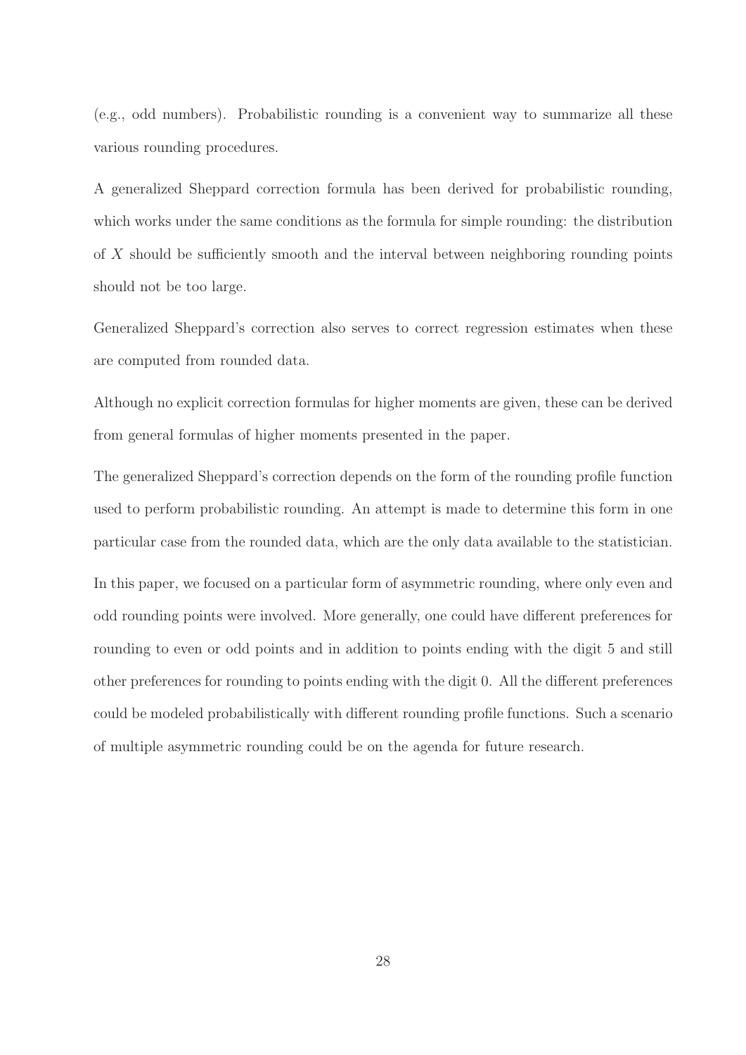(e.g., odd numbers). Probabilistic rounding is a convenient way to summarize all these various rounding procedures.

A generalized Sheppard correction formula has been derived for probabilistic rounding, which works under the same conditions as the formula for simple rounding: the distribution of $X$ should be sufficiently smooth and the interval between neighboring rounding points should not be too large.

Generalized Sheppard's correction also serves to correct regression estimates when these are computed from rounded data.

Although no explicit correction formulas for higher moments are given, these can be derived from general formulas of higher moments presented in the paper.

The generalized Sheppard's correction depends on the form of the rounding profile function used to perform probabilistic rounding. An attempt is made to determine this form in one particular case from the rounded data, which are the only data available to the statistician.

In this paper, we focused on a particular form of asymmetric rounding, where only even and odd rounding points were involved. More generally, one could have different preferences for rounding to even or odd points and in addition to points ending with the digit 5 and still other preferences for rounding to points ending with the digit 0. All the different preferences could be modeled probabilistically with different rounding profile functions. Such a scenario of multiple asymmetric rounding could be on the agenda for future research.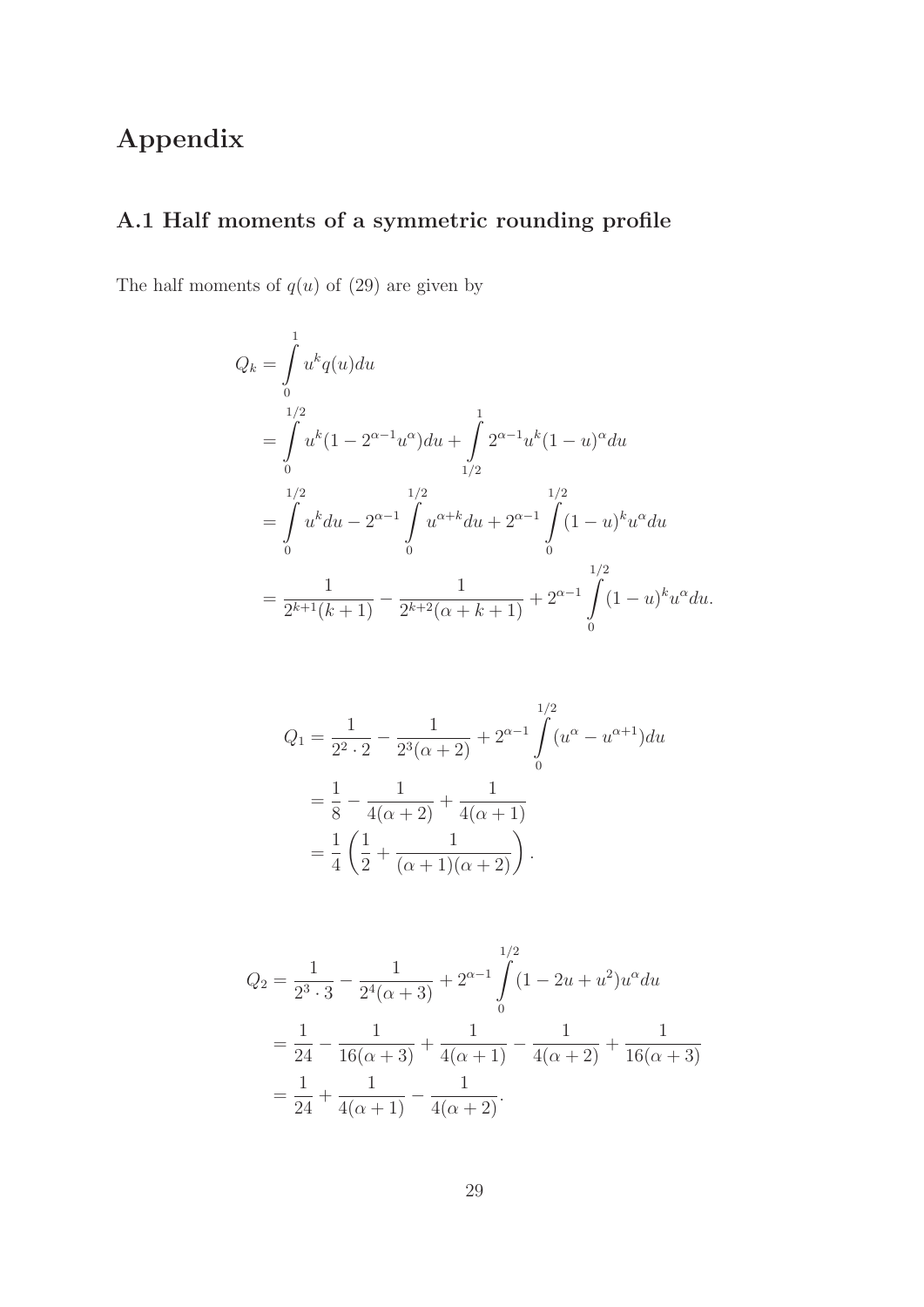# Appendix

## A.1 Half moments of a symmetric rounding profile

The half moments of $q(u)$ of (29) are given by

$$
\begin{aligned}
Q_k &= \int_0^1 u^k q(u) du \\
&= \int_0^{1/2} u^k (1 - 2^{\alpha-1} u^\alpha) du + \int_{1/2}^1 2^{\alpha-1} u^k (1-u)^\alpha du \\
&= \int_0^{1/2} u^k du - 2^{\alpha-1} \int_0^{1/2} u^{\alpha+k} du + 2^{\alpha-1} \int_0^{1/2} (1-u)^k u^\alpha du \\
&= \frac{1}{2^{k+1}(k+1)} - \frac{1}{2^{k+2}(\alpha+k+1)} + 2^{\alpha-1} \int_0^{1/2} (1-u)^k u^\alpha du.
\end{aligned}
$$

$$
\begin{aligned}
Q_1 &= \frac{1}{2^2 \cdot 2} - \frac{1}{2^3(\alpha+2)} + 2^{\alpha-1} \int_0^{1/2} (u^\alpha - u^{\alpha+1}) du \\
&= \frac{1}{8} - \frac{1}{4(\alpha+2)} + \frac{1}{4(\alpha+1)} \\
&= \frac{1}{4} \left( \frac{1}{2} + \frac{1}{(\alpha+1)(\alpha+2)} \right).
\end{aligned}
$$

$$
\begin{aligned}
Q_2 &= \frac{1}{2^3 \cdot 3} - \frac{1}{2^4(\alpha+3)} + 2^{\alpha-1} \int_0^{1/2} (1 - 2u + u^2) u^\alpha du \\
&= \frac{1}{24} - \frac{1}{16(\alpha+3)} + \frac{1}{4(\alpha+1)} - \frac{1}{4(\alpha+2)} + \frac{1}{16(\alpha+3)} \\
&= \frac{1}{24} + \frac{1}{4(\alpha+1)} - \frac{1}{4(\alpha+2)}.
\end{aligned}
$$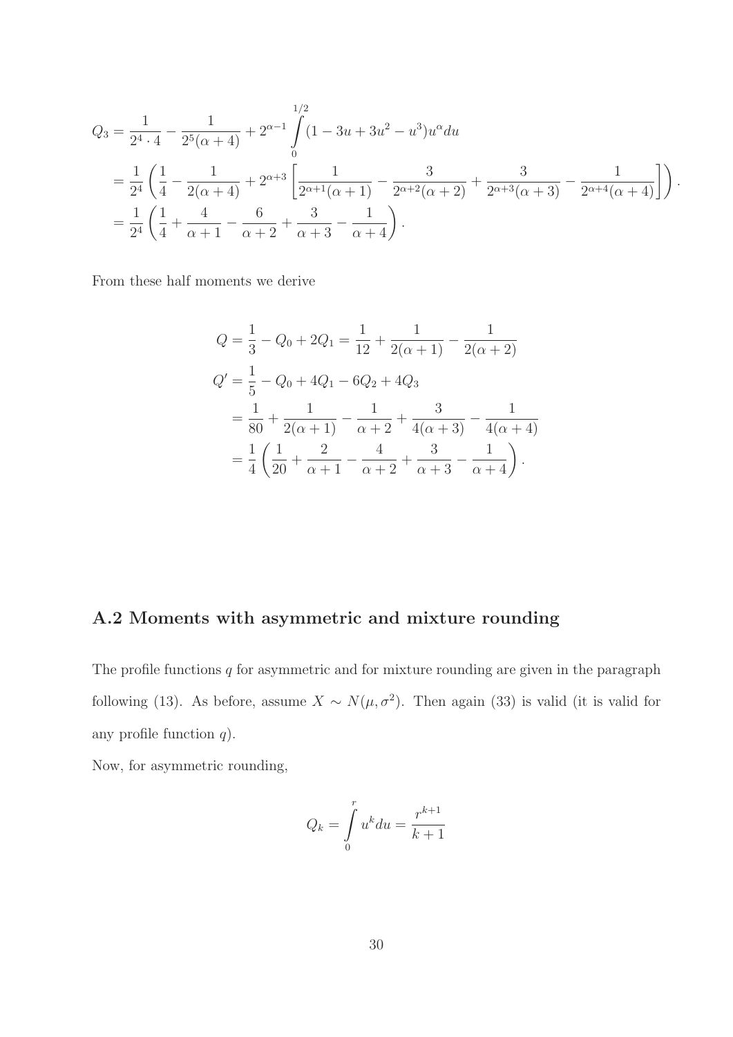$$
\begin{aligned}
Q_3 &= \frac{1}{2^4 \cdot 4} - \frac{1}{2^5(\alpha+4)} + 2^{\alpha-1} \int_0^{1/2} (1 - 3u + 3u^2 - u^3) u^\alpha du \\
&= \frac{1}{2^4} \left( \frac{1}{4} - \frac{1}{2(\alpha+4)} + 2^{\alpha+3} \left[ \frac{1}{2^{\alpha+1}(\alpha+1)} - \frac{3}{2^{\alpha+2}(\alpha+2)} + \frac{3}{2^{\alpha+3}(\alpha+3)} - \frac{1}{2^{\alpha+4}(\alpha+4)} \right] \right). \\
&= \frac{1}{2^4} \left( \frac{1}{4} + \frac{4}{\alpha+1} - \frac{6}{\alpha+2} + \frac{3}{\alpha+3} - \frac{1}{\alpha+4} \right).
\end{aligned}
$$

From these half moments we derive

$$
\begin{aligned}
Q &= \frac{1}{3} - Q_0 + 2Q_1 = \frac{1}{12} + \frac{1}{2(\alpha+1)} - \frac{1}{2(\alpha+2)} \\
Q' &= \frac{1}{5} - Q_0 + 4Q_1 - 6Q_2 + 4Q_3 \\
&= \frac{1}{80} + \frac{1}{2(\alpha+1)} - \frac{1}{\alpha+2} + \frac{3}{4(\alpha+3)} - \frac{1}{4(\alpha+4)} \\
&= \frac{1}{4} \left( \frac{1}{20} + \frac{2}{\alpha+1} - \frac{4}{\alpha+2} + \frac{3}{\alpha+3} - \frac{1}{\alpha+4} \right).
\end{aligned}
$$

## A.2 Moments with asymmetric and mixture rounding

The profile functions $q$ for asymmetric and for mixture rounding are given in the paragraph following (13). As before, assume $X \sim N(\mu, \sigma^2)$. Then again (33) is valid (it is valid for any profile function $q$).

Now, for asymmetric rounding,

$$
Q_k = \int_0^r u^k du = \frac{r^{k+1}}{k+1}
$$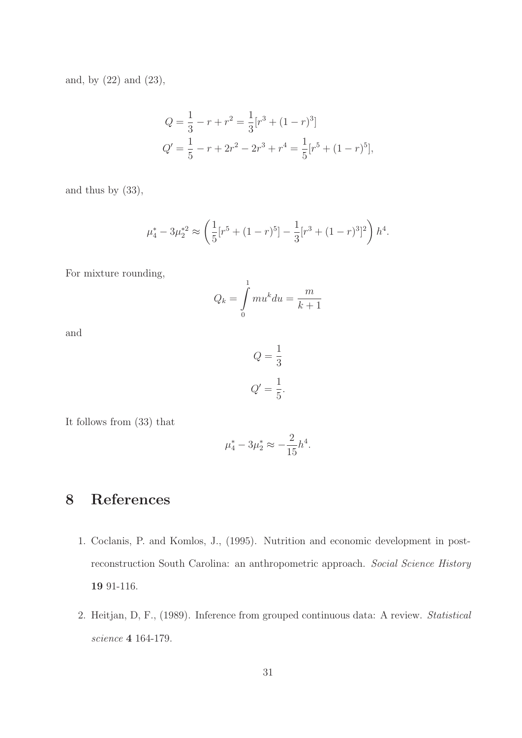and, by (22) and (23),

$$
\begin{aligned}
Q &= \frac{1}{3} - r + r^2 = \frac{1}{3}[r^3 + (1-r)^3] \\
Q' &= \frac{1}{5} - r + 2r^2 - 2r^3 + r^4 = \frac{1}{5}[r^5 + (1-r)^5],
\end{aligned}
$$

and thus by (33),

$$
\mu_4^* - 3\mu_2^{*2} \approx \left( \frac{1}{5}[r^5 + (1-r)^5] - \frac{1}{3}[r^3 + (1-r)^3]^2 \right) h^4.
$$

For mixture rounding,

$$
Q_k = \int_0^1 mu^k du = \frac{m}{k+1}
$$

and

$$
Q = \frac{1}{3}
$$

$$
Q' = \frac{1}{5}.
$$

It follows from (33) that

$$
\mu_4^* - 3\mu_2^* \approx -\frac{2}{15}h^4.
$$

# 8 References

1. Coclanis, P. and Komlos, J., (1995). Nutrition and economic development in post-reconstruction South Carolina: an anthropometric approach. *Social Science History* **19** 91-116.

2. Heitjan, D, F., (1989). Inference from grouped continuous data: A review. *Statistical science* **4** 164-179.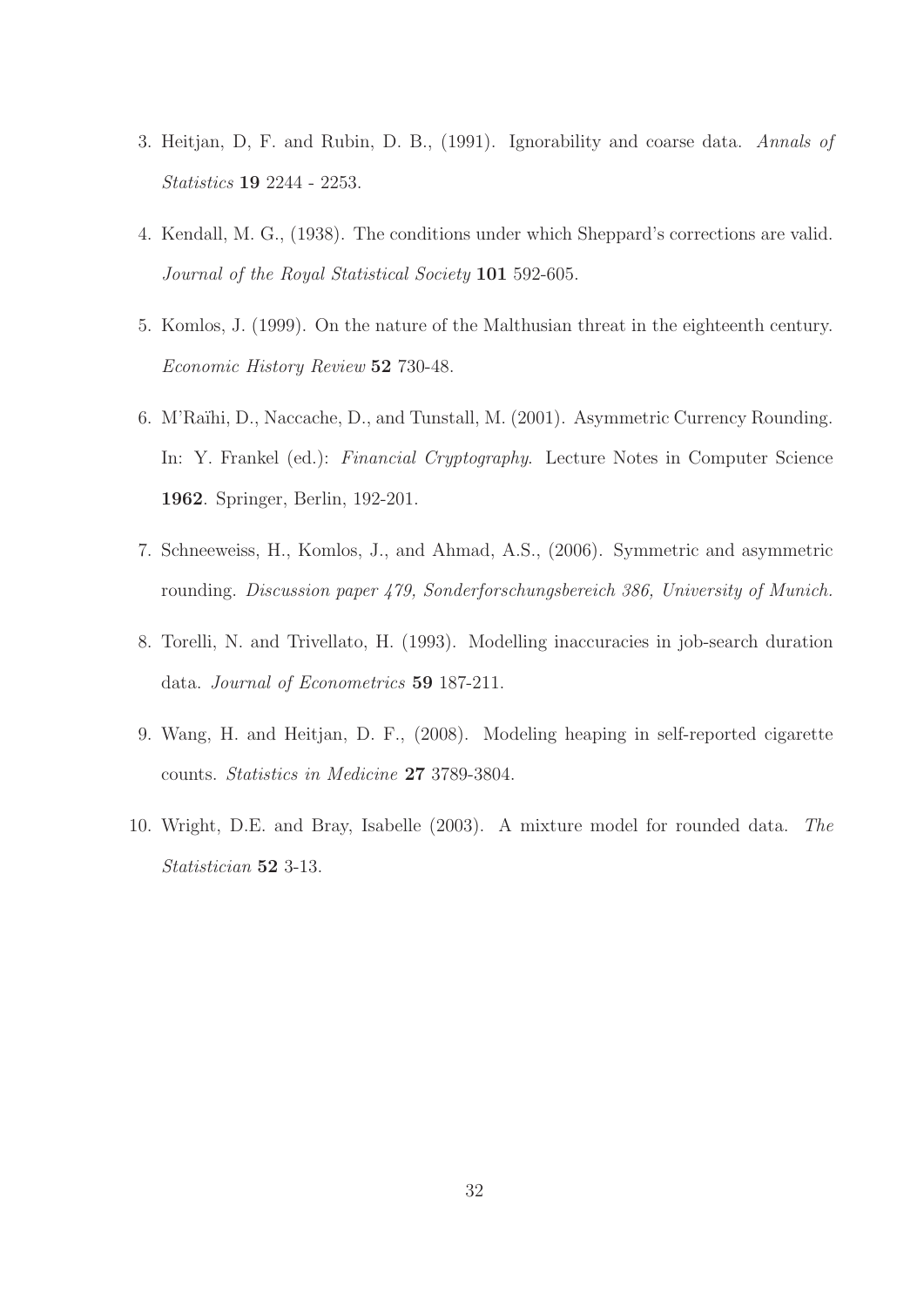3. Heitjan, D, F. and Rubin, D. B., (1991). Ignorability and coarse data. *Annals of Statistics* **19** 2244 - 2253.

4. Kendall, M. G., (1938). The conditions under which Sheppard's corrections are valid. *Journal of the Royal Statistical Society* **101** 592-605.

5. Komlos, J. (1999). On the nature of the Malthusian threat in the eighteenth century. *Economic History Review* **52** 730-48.

6. M'Raïhi, D., Naccache, D., and Tunstall, M. (2001). Asymmetric Currency Rounding. In: Y. Frankel (ed.): *Financial Cryptography.* Lecture Notes in Computer Science **1962**. Springer, Berlin, 192-201.

7. Schneeweiss, H., Komlos, J., and Ahmad, A.S., (2006). Symmetric and asymmetric rounding. *Discussion paper 479, Sonderforschungsbereich 386, University of Munich.*

8. Torelli, N. and Trivellato, H. (1993). Modelling inaccuracies in job-search duration data. *Journal of Econometrics* **59** 187-211.

9. Wang, H. and Heitjan, D. F., (2008). Modeling heaping in self-reported cigarette counts. *Statistics in Medicine* **27** 3789-3804.

10. Wright, D.E. and Bray, Isabelle (2003). A mixture model for rounded data. *The Statistician* **52** 3-13.